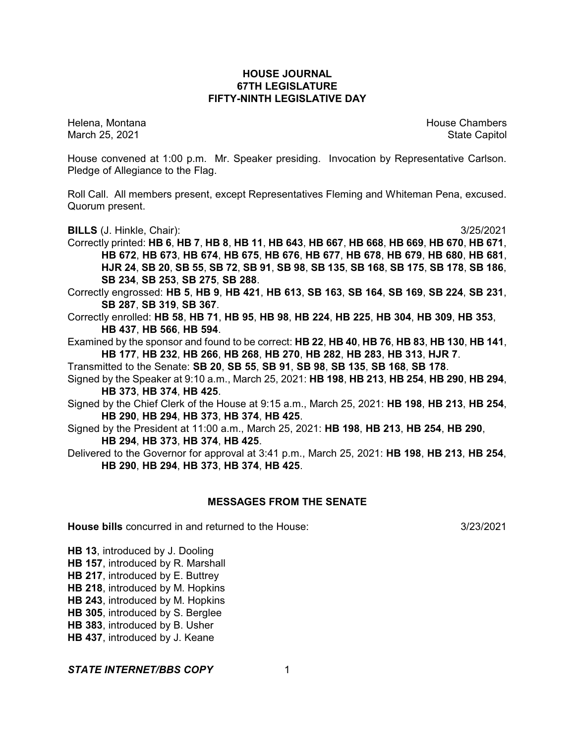# HOUSE JOURNAL
## 67TH LEGISLATURE
## FIFTY-NINTH LEGISLATIVE DAY

Helena, Montana | House Chambers
March 25, 2021 | State Capitol

House convened at 1:00 p.m. Mr. Speaker presiding. Invocation by Representative Carlson. Pledge of Allegiance to the Flag.

Roll Call. All members present, except Representatives Fleming and Whiteman Pena, excused. Quorum present.

**BILLS** (J. Hinkle, Chair): 3/25/2021

Correctly printed: **HB 6**, **HB 7**, **HB 8**, **HB 11**, **HB 643**, **HB 667**, **HB 668**, **HB 669**, **HB 670**, **HB 671**, **HB 672**, **HB 673**, **HB 674**, **HB 675**, **HB 676**, **HB 677**, **HB 678**, **HB 679**, **HB 680**, **HB 681**, **HJR 24**, **SB 20**, **SB 55**, **SB 72**, **SB 91**, **SB 98**, **SB 135**, **SB 168**, **SB 175**, **SB 178**, **SB 186**, **SB 234**, **SB 253**, **SB 275**, **SB 288**.

Correctly engrossed: **HB 5**, **HB 9**, **HB 421**, **HB 613**, **SB 163**, **SB 164**, **SB 169**, **SB 224**, **SB 231**, **SB 287**, **SB 319**, **SB 367**.

Correctly enrolled: **HB 58**, **HB 71**, **HB 95**, **HB 98**, **HB 224**, **HB 225**, **HB 304**, **HB 309**, **HB 353**, **HB 437**, **HB 566**, **HB 594**.

Examined by the sponsor and found to be correct: **HB 22**, **HB 40**, **HB 76**, **HB 83**, **HB 130**, **HB 141**, **HB 177**, **HB 232**, **HB 266**, **HB 268**, **HB 270**, **HB 282**, **HB 283**, **HB 313**, **HJR 7**.

Transmitted to the Senate: **SB 20**, **SB 55**, **SB 91**, **SB 98**, **SB 135**, **SB 168**, **SB 178**.

Signed by the Speaker at 9:10 a.m., March 25, 2021: **HB 198**, **HB 213**, **HB 254**, **HB 290**, **HB 294**, **HB 373**, **HB 374**, **HB 425**.

Signed by the Chief Clerk of the House at 9:15 a.m., March 25, 2021: **HB 198**, **HB 213**, **HB 254**, **HB 290**, **HB 294**, **HB 373**, **HB 374**, **HB 425**.

Signed by the President at 11:00 a.m., March 25, 2021: **HB 198**, **HB 213**, **HB 254**, **HB 290**, **HB 294**, **HB 373**, **HB 374**, **HB 425**.

Delivered to the Governor for approval at 3:41 p.m., March 25, 2021: **HB 198**, **HB 213**, **HB 254**, **HB 290**, **HB 294**, **HB 373**, **HB 374**, **HB 425**.

## MESSAGES FROM THE SENATE

**House bills** concurred in and returned to the House: 3/23/2021

**HB 13**, introduced by J. Dooling
**HB 157**, introduced by R. Marshall
**HB 217**, introduced by E. Buttrey
**HB 218**, introduced by M. Hopkins
**HB 243**, introduced by M. Hopkins
**HB 305**, introduced by S. Berglee
**HB 383**, introduced by B. Usher
**HB 437**, introduced by J. Keane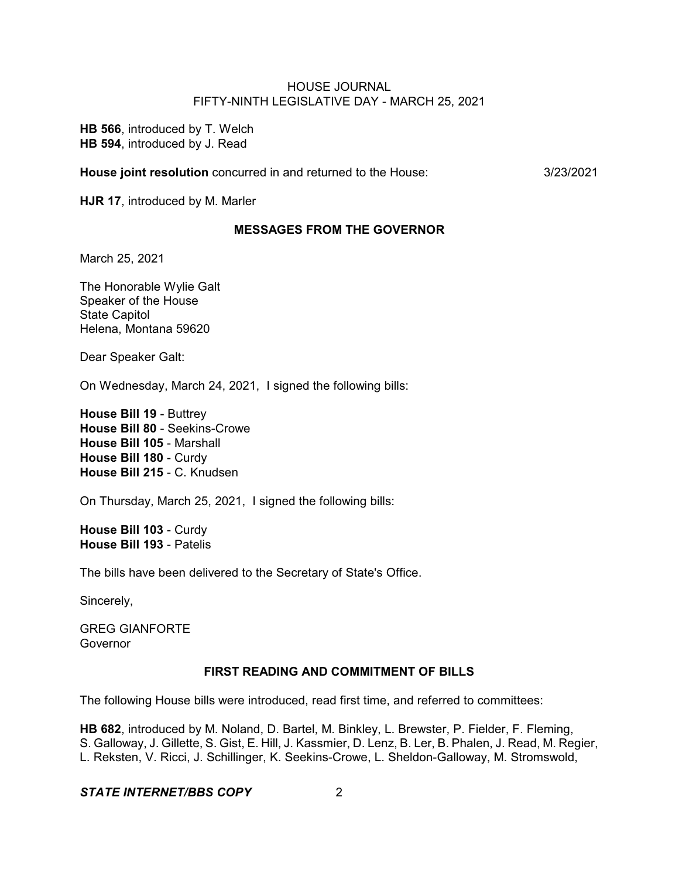**HB 566**, introduced by T. Welch
**HB 594**, introduced by J. Read

**House joint resolution** concurred in and returned to the House: 3/23/2021

**HJR 17**, introduced by M. Marler

## MESSAGES FROM THE GOVERNOR

March 25, 2021

The Honorable Wylie Galt
Speaker of the House
State Capitol
Helena, Montana 59620

Dear Speaker Galt:

On Wednesday, March 24, 2021, I signed the following bills:

**House Bill 19** - Buttrey
**House Bill 80** - Seekins-Crowe
**House Bill 105** - Marshall
**House Bill 180** - Curdy
**House Bill 215** - C. Knudsen

On Thursday, March 25, 2021, I signed the following bills:

**House Bill 103** - Curdy
**House Bill 193** - Patelis

The bills have been delivered to the Secretary of State's Office.

Sincerely,

GREG GIANFORTE
Governor

## FIRST READING AND COMMITMENT OF BILLS

The following House bills were introduced, read first time, and referred to committees:

**HB 682**, introduced by M. Noland, D. Bartel, M. Binkley, L. Brewster, P. Fielder, F. Fleming, S. Galloway, J. Gillette, S. Gist, E. Hill, J. Kassmier, D. Lenz, B. Ler, B. Phalen, J. Read, M. Regier, L. Reksten, V. Ricci, J. Schillinger, K. Seekins-Crowe, L. Sheldon-Galloway, M. Stromswold,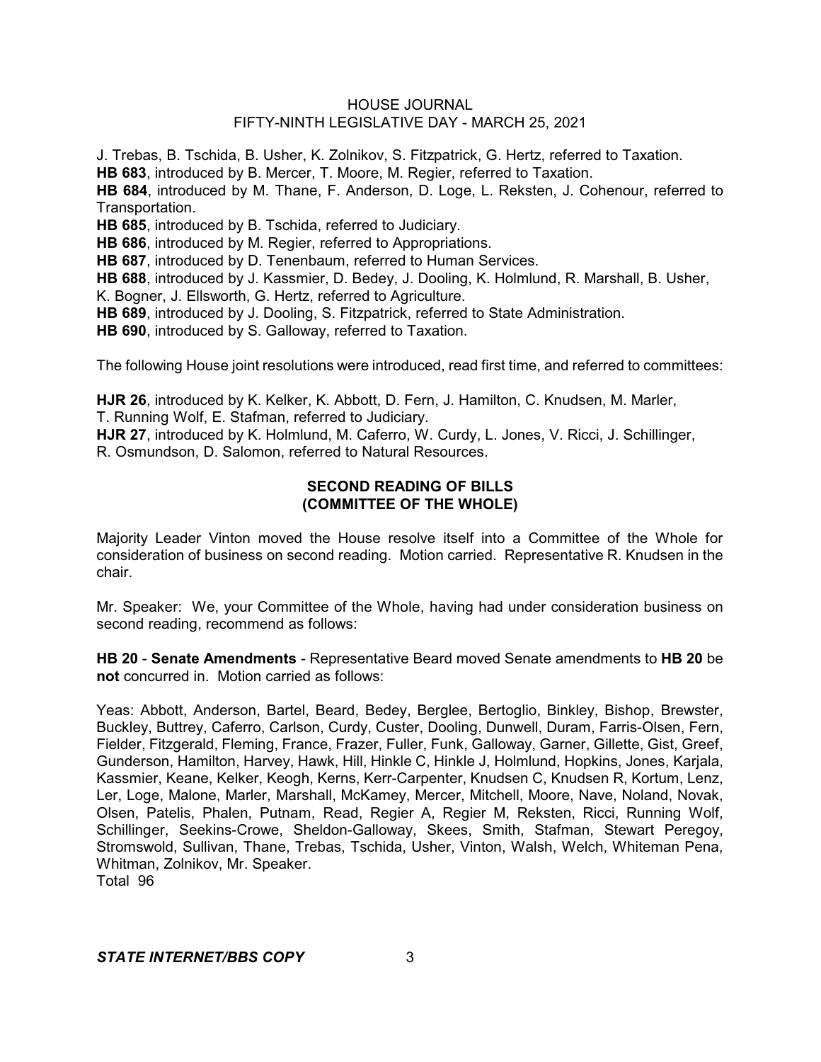J. Trebas, B. Tschida, B. Usher, K. Zolnikov, S. Fitzpatrick, G. Hertz, referred to Taxation.
**HB 683**, introduced by B. Mercer, T. Moore, M. Regier, referred to Taxation.
**HB 684**, introduced by M. Thane, F. Anderson, D. Loge, L. Reksten, J. Cohenour, referred to Transportation.
**HB 685**, introduced by B. Tschida, referred to Judiciary.
**HB 686**, introduced by M. Regier, referred to Appropriations.
**HB 687**, introduced by D. Tenenbaum, referred to Human Services.
**HB 688**, introduced by J. Kassmier, D. Bedey, J. Dooling, K. Holmlund, R. Marshall, B. Usher, K. Bogner, J. Ellsworth, G. Hertz, referred to Agriculture.
**HB 689**, introduced by J. Dooling, S. Fitzpatrick, referred to State Administration.
**HB 690**, introduced by S. Galloway, referred to Taxation.

The following House joint resolutions were introduced, read first time, and referred to committees:

**HJR 26**, introduced by K. Kelker, K. Abbott, D. Fern, J. Hamilton, C. Knudsen, M. Marler, T. Running Wolf, E. Stafman, referred to Judiciary.
**HJR 27**, introduced by K. Holmlund, M. Caferro, W. Curdy, L. Jones, V. Ricci, J. Schillinger, R. Osmundson, D. Salomon, referred to Natural Resources.

## SECOND READING OF BILLS (COMMITTEE OF THE WHOLE)

Majority Leader Vinton moved the House resolve itself into a Committee of the Whole for consideration of business on second reading. Motion carried. Representative R. Knudsen in the chair.

Mr. Speaker: We, your Committee of the Whole, having had under consideration business on second reading, recommend as follows:

**HB 20** - **Senate Amendments** - Representative Beard moved Senate amendments to **HB 20** be **not** concurred in. Motion carried as follows:

Yeas: Abbott, Anderson, Bartel, Beard, Bedey, Berglee, Bertoglio, Binkley, Bishop, Brewster, Buckley, Buttrey, Caferro, Carlson, Curdy, Custer, Dooling, Dunwell, Duram, Farris-Olsen, Fern, Fielder, Fitzgerald, Fleming, France, Frazer, Fuller, Funk, Galloway, Garner, Gillette, Gist, Greef, Gunderson, Hamilton, Harvey, Hawk, Hill, Hinkle C, Hinkle J, Holmlund, Hopkins, Jones, Karjala, Kassmier, Keane, Kelker, Keogh, Kerns, Kerr-Carpenter, Knudsen C, Knudsen R, Kortum, Lenz, Ler, Loge, Malone, Marler, Marshall, McKamey, Mercer, Mitchell, Moore, Nave, Noland, Novak, Olsen, Patelis, Phalen, Putnam, Read, Regier A, Regier M, Reksten, Ricci, Running Wolf, Schillinger, Seekins-Crowe, Sheldon-Galloway, Skees, Smith, Stafman, Stewart Peregoy, Stromswold, Sullivan, Thane, Trebas, Tschida, Usher, Vinton, Walsh, Welch, Whiteman Pena, Whitman, Zolnikov, Mr. Speaker.
Total 96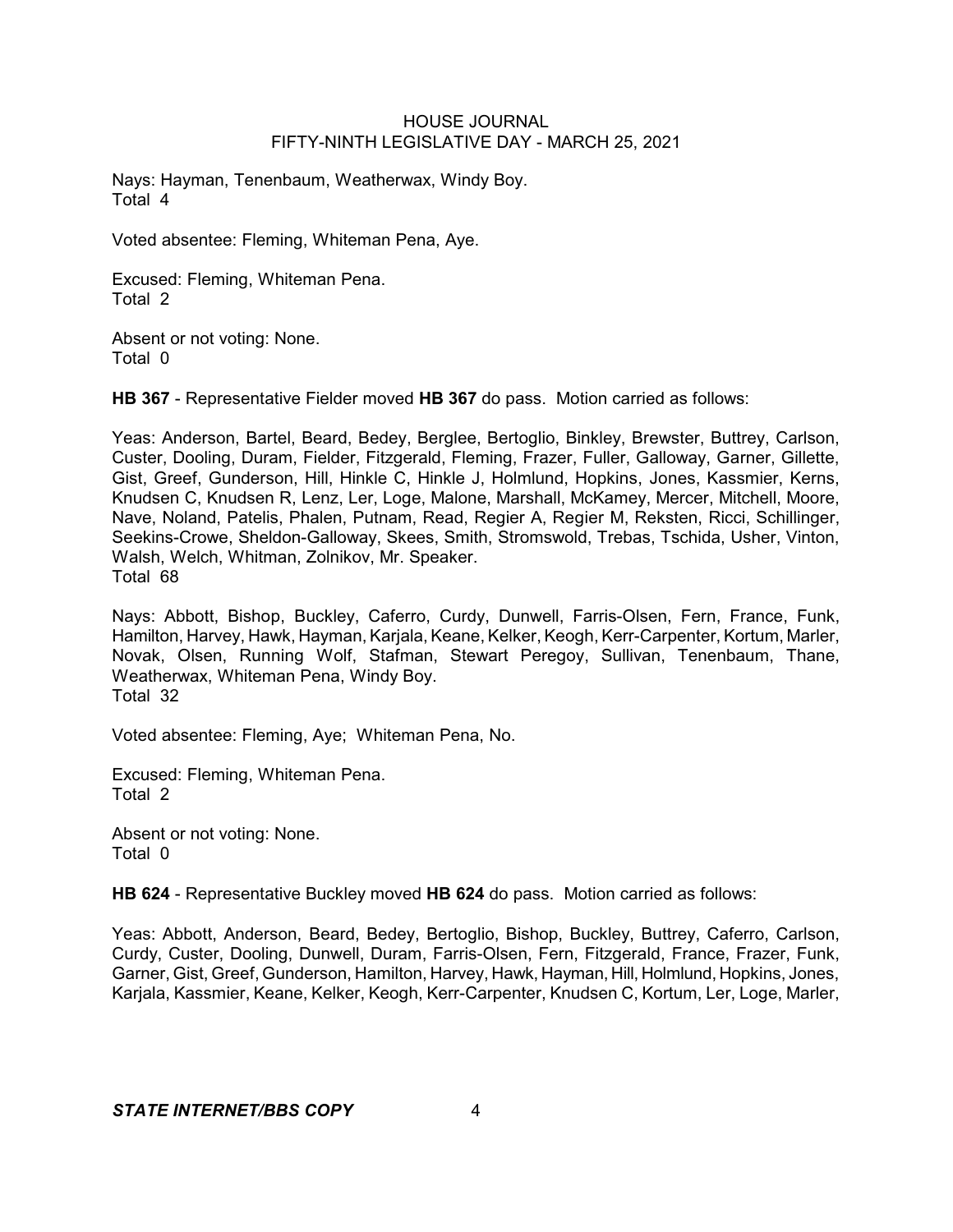Nays: Hayman, Tenenbaum, Weatherwax, Windy Boy.
Total 4

Voted absentee: Fleming, Whiteman Pena, Aye.

Excused: Fleming, Whiteman Pena.
Total 2

Absent or not voting: None.
Total 0

**HB 367** - Representative Fielder moved **HB 367** do pass. Motion carried as follows:

Yeas: Anderson, Bartel, Beard, Bedey, Berglee, Bertoglio, Binkley, Brewster, Buttrey, Carlson, Custer, Dooling, Duram, Fielder, Fitzgerald, Fleming, Frazer, Fuller, Galloway, Garner, Gillette, Gist, Greef, Gunderson, Hill, Hinkle C, Hinkle J, Holmlund, Hopkins, Jones, Kassmier, Kerns, Knudsen C, Knudsen R, Lenz, Ler, Loge, Malone, Marshall, McKamey, Mercer, Mitchell, Moore, Nave, Noland, Patelis, Phalen, Putnam, Read, Regier A, Regier M, Reksten, Ricci, Schillinger, Seekins-Crowe, Sheldon-Galloway, Skees, Smith, Stromswold, Trebas, Tschida, Usher, Vinton, Walsh, Welch, Whitman, Zolnikov, Mr. Speaker.
Total 68

Nays: Abbott, Bishop, Buckley, Caferro, Curdy, Dunwell, Farris-Olsen, Fern, France, Funk, Hamilton, Harvey, Hawk, Hayman, Karjala, Keane, Kelker, Keogh, Kerr-Carpenter, Kortum, Marler, Novak, Olsen, Running Wolf, Stafman, Stewart Peregoy, Sullivan, Tenenbaum, Thane, Weatherwax, Whiteman Pena, Windy Boy.
Total 32

Voted absentee: Fleming, Aye; Whiteman Pena, No.

Excused: Fleming, Whiteman Pena.
Total 2

Absent or not voting: None.
Total 0

**HB 624** - Representative Buckley moved **HB 624** do pass. Motion carried as follows:

Yeas: Abbott, Anderson, Beard, Bedey, Bertoglio, Bishop, Buckley, Buttrey, Caferro, Carlson, Curdy, Custer, Dooling, Dunwell, Duram, Farris-Olsen, Fern, Fitzgerald, France, Frazer, Funk, Garner, Gist, Greef, Gunderson, Hamilton, Harvey, Hawk, Hayman, Hill, Holmlund, Hopkins, Jones, Karjala, Kassmier, Keane, Kelker, Keogh, Kerr-Carpenter, Knudsen C, Kortum, Ler, Loge, Marler,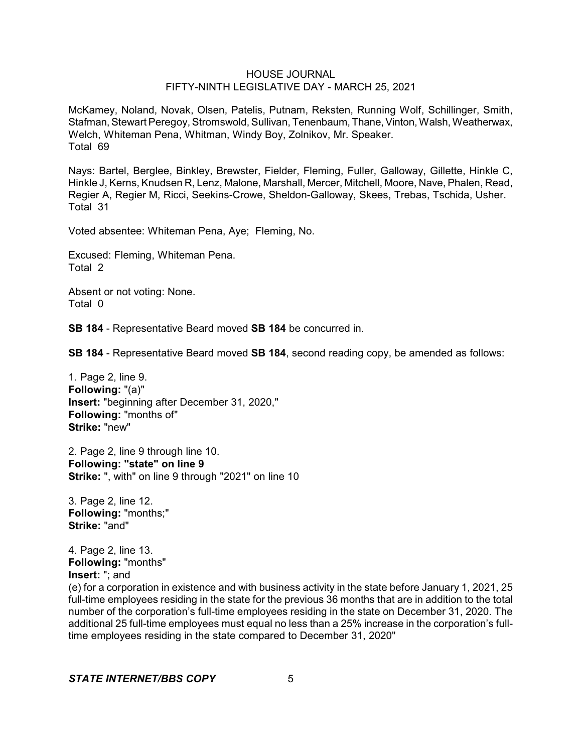McKamey, Noland, Novak, Olsen, Patelis, Putnam, Reksten, Running Wolf, Schillinger, Smith, Stafman, Stewart Peregoy, Stromswold, Sullivan, Tenenbaum, Thane, Vinton, Walsh, Weatherwax, Welch, Whiteman Pena, Whitman, Windy Boy, Zolnikov, Mr. Speaker.
Total 69

Nays: Bartel, Berglee, Binkley, Brewster, Fielder, Fleming, Fuller, Galloway, Gillette, Hinkle C, Hinkle J, Kerns, Knudsen R, Lenz, Malone, Marshall, Mercer, Mitchell, Moore, Nave, Phalen, Read, Regier A, Regier M, Ricci, Seekins-Crowe, Sheldon-Galloway, Skees, Trebas, Tschida, Usher.
Total 31

Voted absentee: Whiteman Pena, Aye; Fleming, No.

Excused: Fleming, Whiteman Pena.
Total 2

Absent or not voting: None.
Total 0

**SB 184** - Representative Beard moved **SB 184** be concurred in.

**SB 184** - Representative Beard moved **SB 184**, second reading copy, be amended as follows:

1. Page 2, line 9.
**Following:** "(a)"
**Insert:** "beginning after December 31, 2020,"
**Following:** "months of"
**Strike:** "new"

2. Page 2, line 9 through line 10.
**Following: "state" on line 9**
**Strike:** ", with" on line 9 through "2021" on line 10

3. Page 2, line 12.
**Following:** "months;"
**Strike:** "and"

4. Page 2, line 13.
**Following:** "months"
**Insert:** "; and
(e) for a corporation in existence and with business activity in the state before January 1, 2021, 25 full-time employees residing in the state for the previous 36 months that are in addition to the total number of the corporation's full-time employees residing in the state on December 31, 2020. The additional 25 full-time employees must equal no less than a 25% increase in the corporation's full-time employees residing in the state compared to December 31, 2020"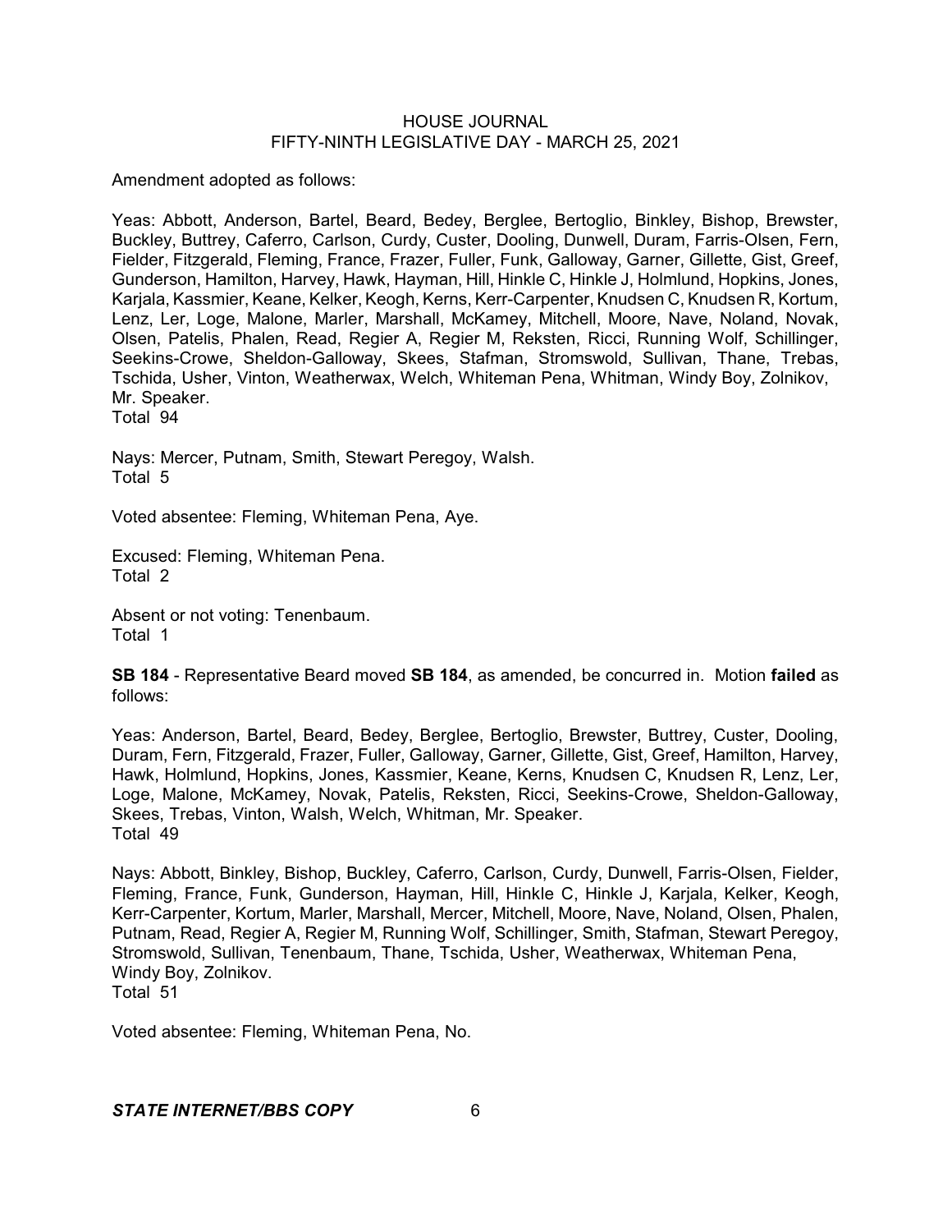Amendment adopted as follows:

Yeas: Abbott, Anderson, Bartel, Beard, Bedey, Berglee, Bertoglio, Binkley, Bishop, Brewster, Buckley, Buttrey, Caferro, Carlson, Curdy, Custer, Dooling, Dunwell, Duram, Farris-Olsen, Fern, Fielder, Fitzgerald, Fleming, France, Frazer, Fuller, Funk, Galloway, Garner, Gillette, Gist, Greef, Gunderson, Hamilton, Harvey, Hawk, Hayman, Hill, Hinkle C, Hinkle J, Holmlund, Hopkins, Jones, Karjala, Kassmier, Keane, Kelker, Keogh, Kerns, Kerr-Carpenter, Knudsen C, Knudsen R, Kortum, Lenz, Ler, Loge, Malone, Marler, Marshall, McKamey, Mitchell, Moore, Nave, Noland, Novak, Olsen, Patelis, Phalen, Read, Regier A, Regier M, Reksten, Ricci, Running Wolf, Schillinger, Seekins-Crowe, Sheldon-Galloway, Skees, Stafman, Stromswold, Sullivan, Thane, Trebas, Tschida, Usher, Vinton, Weatherwax, Welch, Whiteman Pena, Whitman, Windy Boy, Zolnikov, Mr. Speaker.
Total 94

Nays: Mercer, Putnam, Smith, Stewart Peregoy, Walsh.
Total 5

Voted absentee: Fleming, Whiteman Pena, Aye.

Excused: Fleming, Whiteman Pena.
Total 2

Absent or not voting: Tenenbaum.
Total 1

**SB 184** - Representative Beard moved **SB 184**, as amended, be concurred in. Motion **failed** as follows:

Yeas: Anderson, Bartel, Beard, Bedey, Berglee, Bertoglio, Brewster, Buttrey, Custer, Dooling, Duram, Fern, Fitzgerald, Frazer, Fuller, Galloway, Garner, Gillette, Gist, Greef, Hamilton, Harvey, Hawk, Holmlund, Hopkins, Jones, Kassmier, Keane, Kerns, Knudsen C, Knudsen R, Lenz, Ler, Loge, Malone, McKamey, Novak, Patelis, Reksten, Ricci, Seekins-Crowe, Sheldon-Galloway, Skees, Trebas, Vinton, Walsh, Welch, Whitman, Mr. Speaker.
Total 49

Nays: Abbott, Binkley, Bishop, Buckley, Caferro, Carlson, Curdy, Dunwell, Farris-Olsen, Fielder, Fleming, France, Funk, Gunderson, Hayman, Hill, Hinkle C, Hinkle J, Karjala, Kelker, Keogh, Kerr-Carpenter, Kortum, Marler, Marshall, Mercer, Mitchell, Moore, Nave, Noland, Olsen, Phalen, Putnam, Read, Regier A, Regier M, Running Wolf, Schillinger, Smith, Stafman, Stewart Peregoy, Stromswold, Sullivan, Tenenbaum, Thane, Tschida, Usher, Weatherwax, Whiteman Pena, Windy Boy, Zolnikov.
Total 51

Voted absentee: Fleming, Whiteman Pena, No.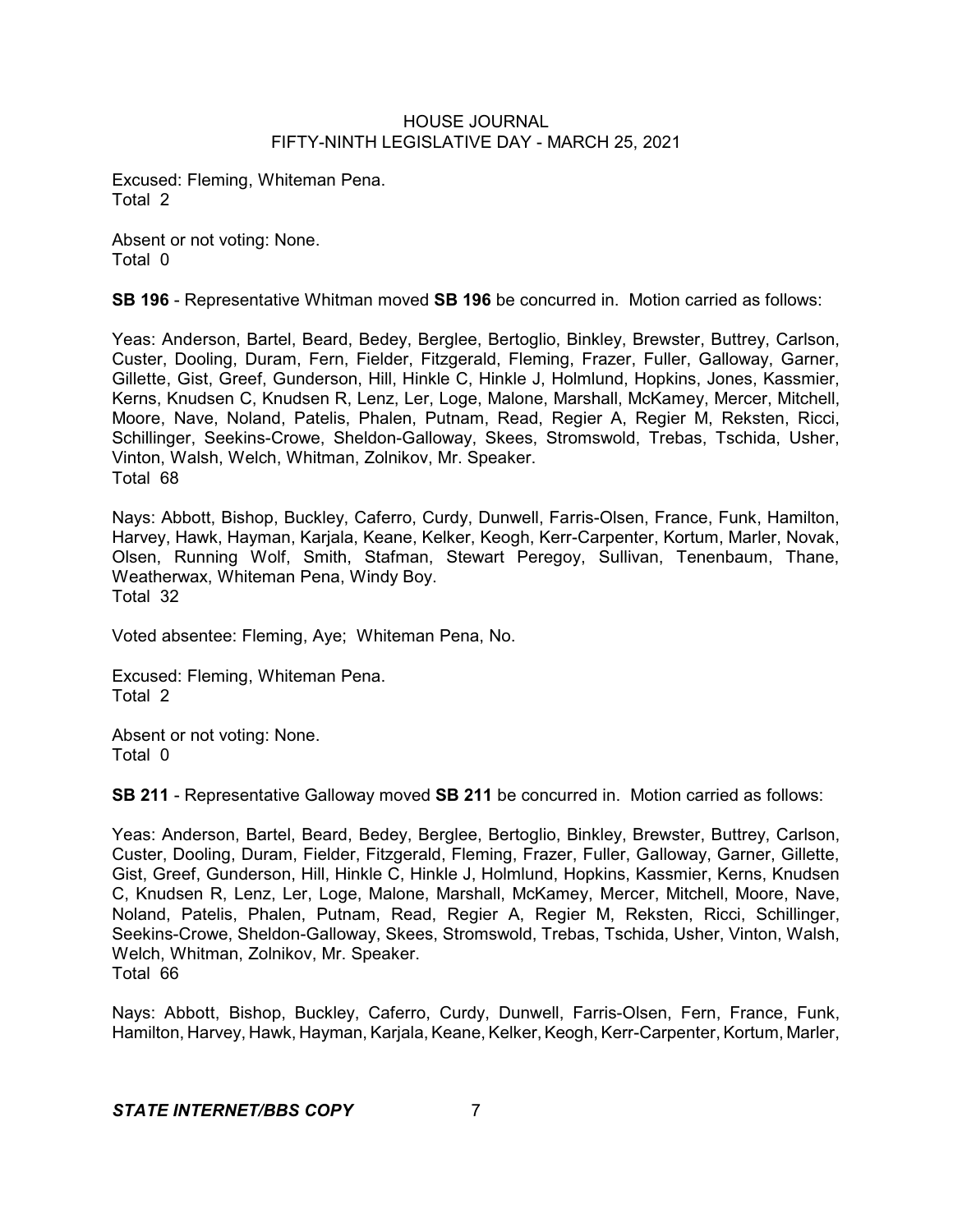Excused: Fleming, Whiteman Pena.
Total 2

Absent or not voting: None.
Total 0

**SB 196** - Representative Whitman moved **SB 196** be concurred in. Motion carried as follows:

Yeas: Anderson, Bartel, Beard, Bedey, Berglee, Bertoglio, Binkley, Brewster, Buttrey, Carlson, Custer, Dooling, Duram, Fern, Fielder, Fitzgerald, Fleming, Frazer, Fuller, Galloway, Garner, Gillette, Gist, Greef, Gunderson, Hill, Hinkle C, Hinkle J, Holmlund, Hopkins, Jones, Kassmier, Kerns, Knudsen C, Knudsen R, Lenz, Ler, Loge, Malone, Marshall, McKamey, Mercer, Mitchell, Moore, Nave, Noland, Patelis, Phalen, Putnam, Read, Regier A, Regier M, Reksten, Ricci, Schillinger, Seekins-Crowe, Sheldon-Galloway, Skees, Stromswold, Trebas, Tschida, Usher, Vinton, Walsh, Welch, Whitman, Zolnikov, Mr. Speaker.
Total 68

Nays: Abbott, Bishop, Buckley, Caferro, Curdy, Dunwell, Farris-Olsen, France, Funk, Hamilton, Harvey, Hawk, Hayman, Karjala, Keane, Kelker, Keogh, Kerr-Carpenter, Kortum, Marler, Novak, Olsen, Running Wolf, Smith, Stafman, Stewart Peregoy, Sullivan, Tenenbaum, Thane, Weatherwax, Whiteman Pena, Windy Boy.
Total 32

Voted absentee: Fleming, Aye; Whiteman Pena, No.

Excused: Fleming, Whiteman Pena.
Total 2

Absent or not voting: None.
Total 0

**SB 211** - Representative Galloway moved **SB 211** be concurred in. Motion carried as follows:

Yeas: Anderson, Bartel, Beard, Bedey, Berglee, Bertoglio, Binkley, Brewster, Buttrey, Carlson, Custer, Dooling, Duram, Fielder, Fitzgerald, Fleming, Frazer, Fuller, Galloway, Garner, Gillette, Gist, Greef, Gunderson, Hill, Hinkle C, Hinkle J, Holmlund, Hopkins, Kassmier, Kerns, Knudsen C, Knudsen R, Lenz, Ler, Loge, Malone, Marshall, McKamey, Mercer, Mitchell, Moore, Nave, Noland, Patelis, Phalen, Putnam, Read, Regier A, Regier M, Reksten, Ricci, Schillinger, Seekins-Crowe, Sheldon-Galloway, Skees, Stromswold, Trebas, Tschida, Usher, Vinton, Walsh, Welch, Whitman, Zolnikov, Mr. Speaker.
Total 66

Nays: Abbott, Bishop, Buckley, Caferro, Curdy, Dunwell, Farris-Olsen, Fern, France, Funk, Hamilton, Harvey, Hawk, Hayman, Karjala, Keane, Kelker, Keogh, Kerr-Carpenter, Kortum, Marler,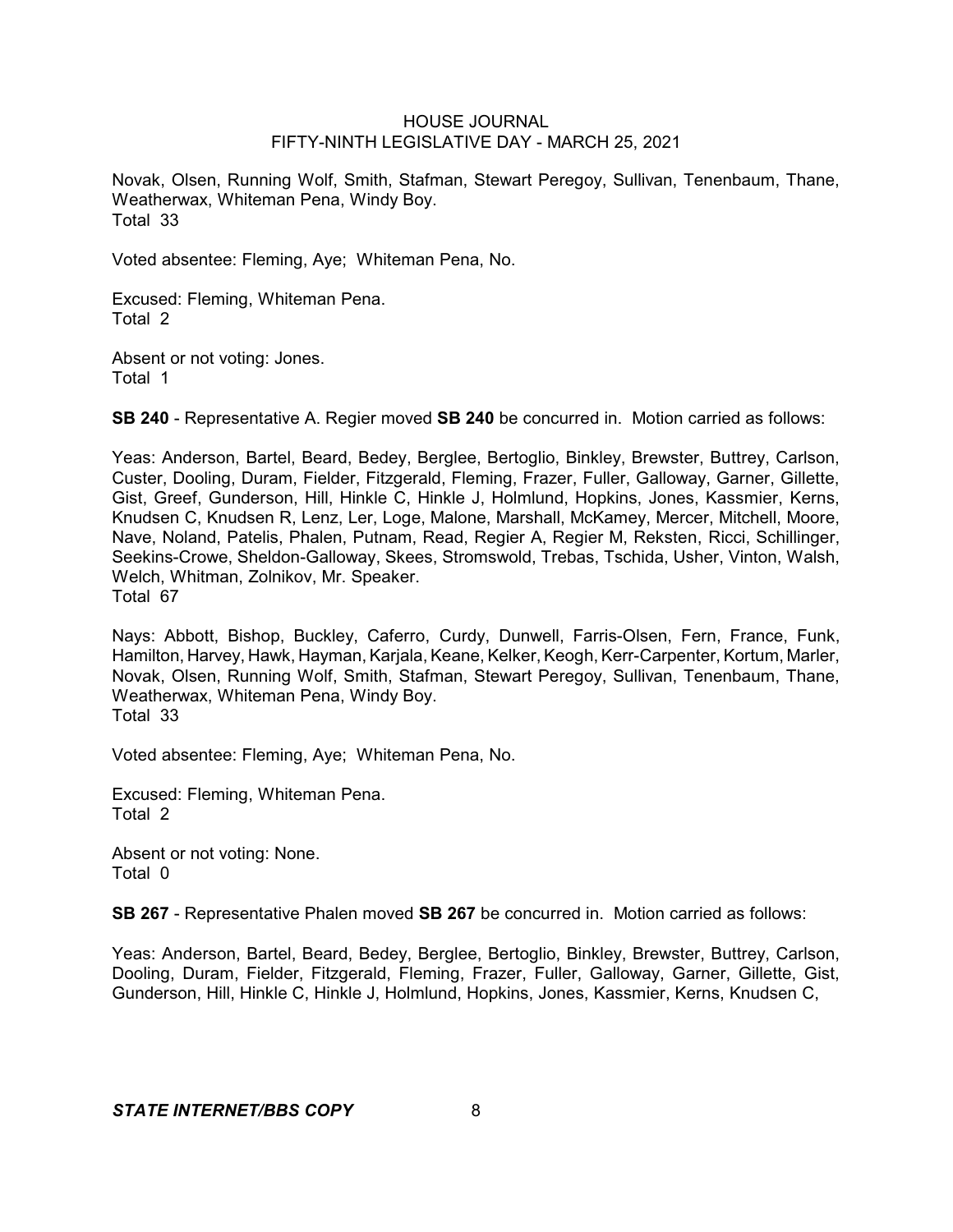Novak, Olsen, Running Wolf, Smith, Stafman, Stewart Peregoy, Sullivan, Tenenbaum, Thane, Weatherwax, Whiteman Pena, Windy Boy.
Total 33

Voted absentee: Fleming, Aye; Whiteman Pena, No.

Excused: Fleming, Whiteman Pena.
Total 2

Absent or not voting: Jones.
Total 1

**SB 240** - Representative A. Regier moved **SB 240** be concurred in. Motion carried as follows:

Yeas: Anderson, Bartel, Beard, Bedey, Berglee, Bertoglio, Binkley, Brewster, Buttrey, Carlson, Custer, Dooling, Duram, Fielder, Fitzgerald, Fleming, Frazer, Fuller, Galloway, Garner, Gillette, Gist, Greef, Gunderson, Hill, Hinkle C, Hinkle J, Holmlund, Hopkins, Jones, Kassmier, Kerns, Knudsen C, Knudsen R, Lenz, Ler, Loge, Malone, Marshall, McKamey, Mercer, Mitchell, Moore, Nave, Noland, Patelis, Phalen, Putnam, Read, Regier A, Regier M, Reksten, Ricci, Schillinger, Seekins-Crowe, Sheldon-Galloway, Skees, Stromswold, Trebas, Tschida, Usher, Vinton, Walsh, Welch, Whitman, Zolnikov, Mr. Speaker.
Total 67

Nays: Abbott, Bishop, Buckley, Caferro, Curdy, Dunwell, Farris-Olsen, Fern, France, Funk, Hamilton, Harvey, Hawk, Hayman, Karjala, Keane, Kelker, Keogh, Kerr-Carpenter, Kortum, Marler, Novak, Olsen, Running Wolf, Smith, Stafman, Stewart Peregoy, Sullivan, Tenenbaum, Thane, Weatherwax, Whiteman Pena, Windy Boy.
Total 33

Voted absentee: Fleming, Aye; Whiteman Pena, No.

Excused: Fleming, Whiteman Pena.
Total 2

Absent or not voting: None.
Total 0

**SB 267** - Representative Phalen moved **SB 267** be concurred in. Motion carried as follows:

Yeas: Anderson, Bartel, Beard, Bedey, Berglee, Bertoglio, Binkley, Brewster, Buttrey, Carlson, Dooling, Duram, Fielder, Fitzgerald, Fleming, Frazer, Fuller, Galloway, Garner, Gillette, Gist, Gunderson, Hill, Hinkle C, Hinkle J, Holmlund, Hopkins, Jones, Kassmier, Kerns, Knudsen C,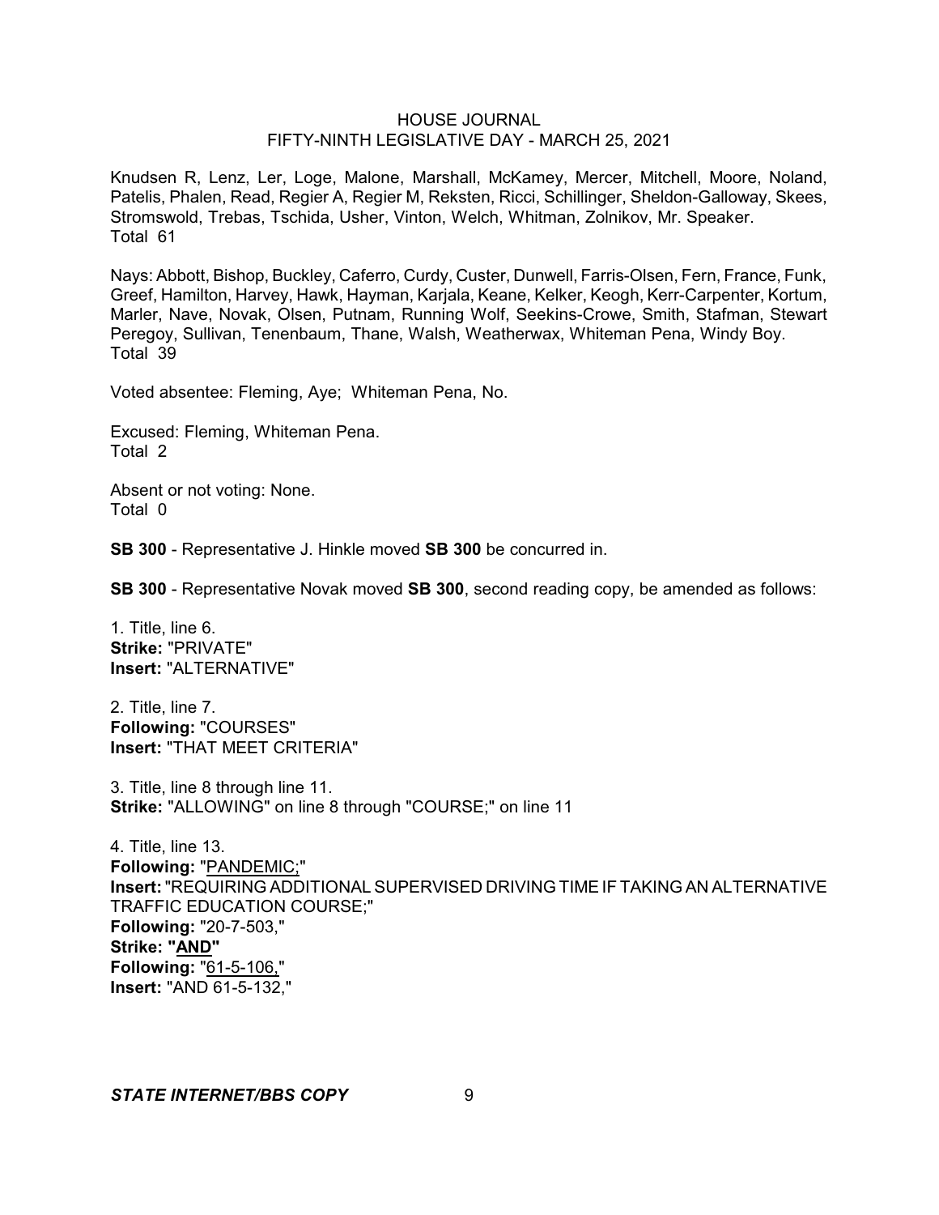Knudsen R, Lenz, Ler, Loge, Malone, Marshall, McKamey, Mercer, Mitchell, Moore, Noland, Patelis, Phalen, Read, Regier A, Regier M, Reksten, Ricci, Schillinger, Sheldon-Galloway, Skees, Stromswold, Trebas, Tschida, Usher, Vinton, Welch, Whitman, Zolnikov, Mr. Speaker.
Total 61

Nays: Abbott, Bishop, Buckley, Caferro, Curdy, Custer, Dunwell, Farris-Olsen, Fern, France, Funk, Greef, Hamilton, Harvey, Hawk, Hayman, Karjala, Keane, Kelker, Keogh, Kerr-Carpenter, Kortum, Marler, Nave, Novak, Olsen, Putnam, Running Wolf, Seekins-Crowe, Smith, Stafman, Stewart Peregoy, Sullivan, Tenenbaum, Thane, Walsh, Weatherwax, Whiteman Pena, Windy Boy.
Total 39

Voted absentee: Fleming, Aye; Whiteman Pena, No.

Excused: Fleming, Whiteman Pena.
Total 2

Absent or not voting: None.
Total 0

**SB 300** - Representative J. Hinkle moved **SB 300** be concurred in.

**SB 300** - Representative Novak moved **SB 300**, second reading copy, be amended as follows:

1. Title, line 6.
**Strike:** "PRIVATE"
**Insert:** "ALTERNATIVE"

2. Title, line 7.
**Following:** "COURSES"
**Insert:** "THAT MEET CRITERIA"

3. Title, line 8 through line 11.
**Strike:** "ALLOWING" on line 8 through "COURSE;" on line 11

4. Title, line 13.
**Following:** "PANDEMIC;"
**Insert:** "REQUIRING ADDITIONAL SUPERVISED DRIVING TIME IF TAKING AN ALTERNATIVE TRAFFIC EDUCATION COURSE;"
**Following:** "20-7-503,"
**Strike:** **"AND"**
**Following:** "61-5-106,"
**Insert:** "AND 61-5-132,"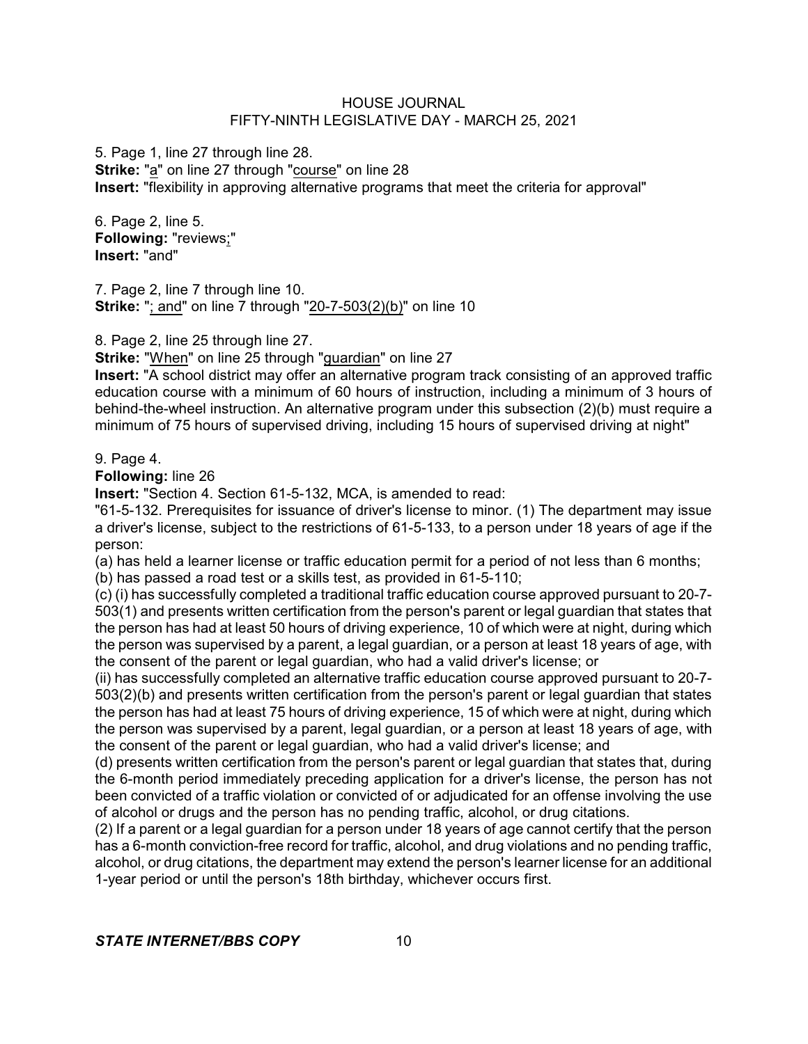5. Page 1, line 27 through line 28.
**Strike:** "a" on line 27 through "course" on line 28
**Insert:** "flexibility in approving alternative programs that meet the criteria for approval"

6. Page 2, line 5.
**Following:** "reviews;"
**Insert:** "and"

7. Page 2, line 7 through line 10.
**Strike:** "; and" on line 7 through "20-7-503(2)(b)" on line 10

8. Page 2, line 25 through line 27.
**Strike:** "When" on line 25 through "guardian" on line 27
**Insert:** "A school district may offer an alternative program track consisting of an approved traffic education course with a minimum of 60 hours of instruction, including a minimum of 3 hours of behind-the-wheel instruction. An alternative program under this subsection (2)(b) must require a minimum of 75 hours of supervised driving, including 15 hours of supervised driving at night"

9. Page 4.
**Following:** line 26
**Insert:** "Section 4. Section 61-5-132, MCA, is amended to read:
"61-5-132. Prerequisites for issuance of driver's license to minor. (1) The department may issue a driver's license, subject to the restrictions of 61-5-133, to a person under 18 years of age if the person:
(a) has held a learner license or traffic education permit for a period of not less than 6 months;
(b) has passed a road test or a skills test, as provided in 61-5-110;
(c) (i) has successfully completed a traditional traffic education course approved pursuant to 20-7-503(1) and presents written certification from the person's parent or legal guardian that states that the person has had at least 50 hours of driving experience, 10 of which were at night, during which the person was supervised by a parent, a legal guardian, or a person at least 18 years of age, with the consent of the parent or legal guardian, who had a valid driver's license; or
(ii) has successfully completed an alternative traffic education course approved pursuant to 20-7-503(2)(b) and presents written certification from the person's parent or legal guardian that states the person has had at least 75 hours of driving experience, 15 of which were at night, during which the person was supervised by a parent, legal guardian, or a person at least 18 years of age, with the consent of the parent or legal guardian, who had a valid driver's license; and
(d) presents written certification from the person's parent or legal guardian that states that, during the 6-month period immediately preceding application for a driver's license, the person has not been convicted of a traffic violation or convicted of or adjudicated for an offense involving the use of alcohol or drugs and the person has no pending traffic, alcohol, or drug citations.
(2) If a parent or a legal guardian for a person under 18 years of age cannot certify that the person has a 6-month conviction-free record for traffic, alcohol, and drug violations and no pending traffic, alcohol, or drug citations, the department may extend the person's learner license for an additional 1-year period or until the person's 18th birthday, whichever occurs first.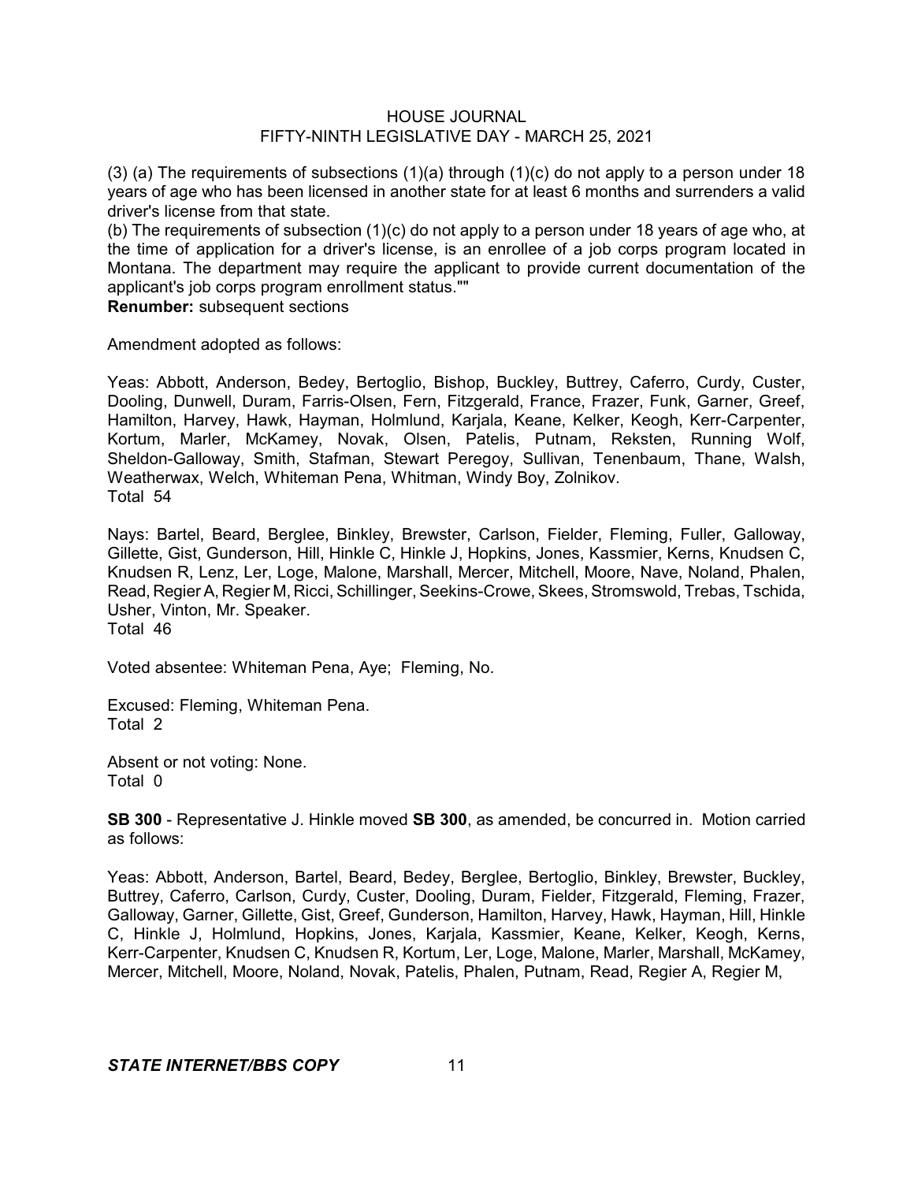(3) (a) The requirements of subsections (1)(a) through (1)(c) do not apply to a person under 18 years of age who has been licensed in another state for at least 6 months and surrenders a valid driver's license from that state.

(b) The requirements of subsection (1)(c) do not apply to a person under 18 years of age who, at the time of application for a driver's license, is an enrollee of a job corps program located in Montana. The department may require the applicant to provide current documentation of the applicant's job corps program enrollment status.""

**Renumber:** subsequent sections

Amendment adopted as follows:

Yeas: Abbott, Anderson, Bedey, Bertoglio, Bishop, Buckley, Buttrey, Caferro, Curdy, Custer, Dooling, Dunwell, Duram, Farris-Olsen, Fern, Fitzgerald, France, Frazer, Funk, Garner, Greef, Hamilton, Harvey, Hawk, Hayman, Holmlund, Karjala, Keane, Kelker, Keogh, Kerr-Carpenter, Kortum, Marler, McKamey, Novak, Olsen, Patelis, Putnam, Reksten, Running Wolf, Sheldon-Galloway, Smith, Stafman, Stewart Peregoy, Sullivan, Tenenbaum, Thane, Walsh, Weatherwax, Welch, Whiteman Pena, Whitman, Windy Boy, Zolnikov.
Total 54

Nays: Bartel, Beard, Berglee, Binkley, Brewster, Carlson, Fielder, Fleming, Fuller, Galloway, Gillette, Gist, Gunderson, Hill, Hinkle C, Hinkle J, Hopkins, Jones, Kassmier, Kerns, Knudsen C, Knudsen R, Lenz, Ler, Loge, Malone, Marshall, Mercer, Mitchell, Moore, Nave, Noland, Phalen, Read, Regier A, Regier M, Ricci, Schillinger, Seekins-Crowe, Skees, Stromswold, Trebas, Tschida, Usher, Vinton, Mr. Speaker.
Total 46

Voted absentee: Whiteman Pena, Aye; Fleming, No.

Excused: Fleming, Whiteman Pena.
Total 2

Absent or not voting: None.
Total 0

**SB 300** - Representative J. Hinkle moved **SB 300**, as amended, be concurred in. Motion carried as follows:

Yeas: Abbott, Anderson, Bartel, Beard, Bedey, Berglee, Bertoglio, Binkley, Brewster, Buckley, Buttrey, Caferro, Carlson, Curdy, Custer, Dooling, Duram, Fielder, Fitzgerald, Fleming, Frazer, Galloway, Garner, Gillette, Gist, Greef, Gunderson, Hamilton, Harvey, Hawk, Hayman, Hill, Hinkle C, Hinkle J, Holmlund, Hopkins, Jones, Karjala, Kassmier, Keane, Kelker, Keogh, Kerns, Kerr-Carpenter, Knudsen C, Knudsen R, Kortum, Ler, Loge, Malone, Marler, Marshall, McKamey, Mercer, Mitchell, Moore, Noland, Novak, Patelis, Phalen, Putnam, Read, Regier A, Regier M,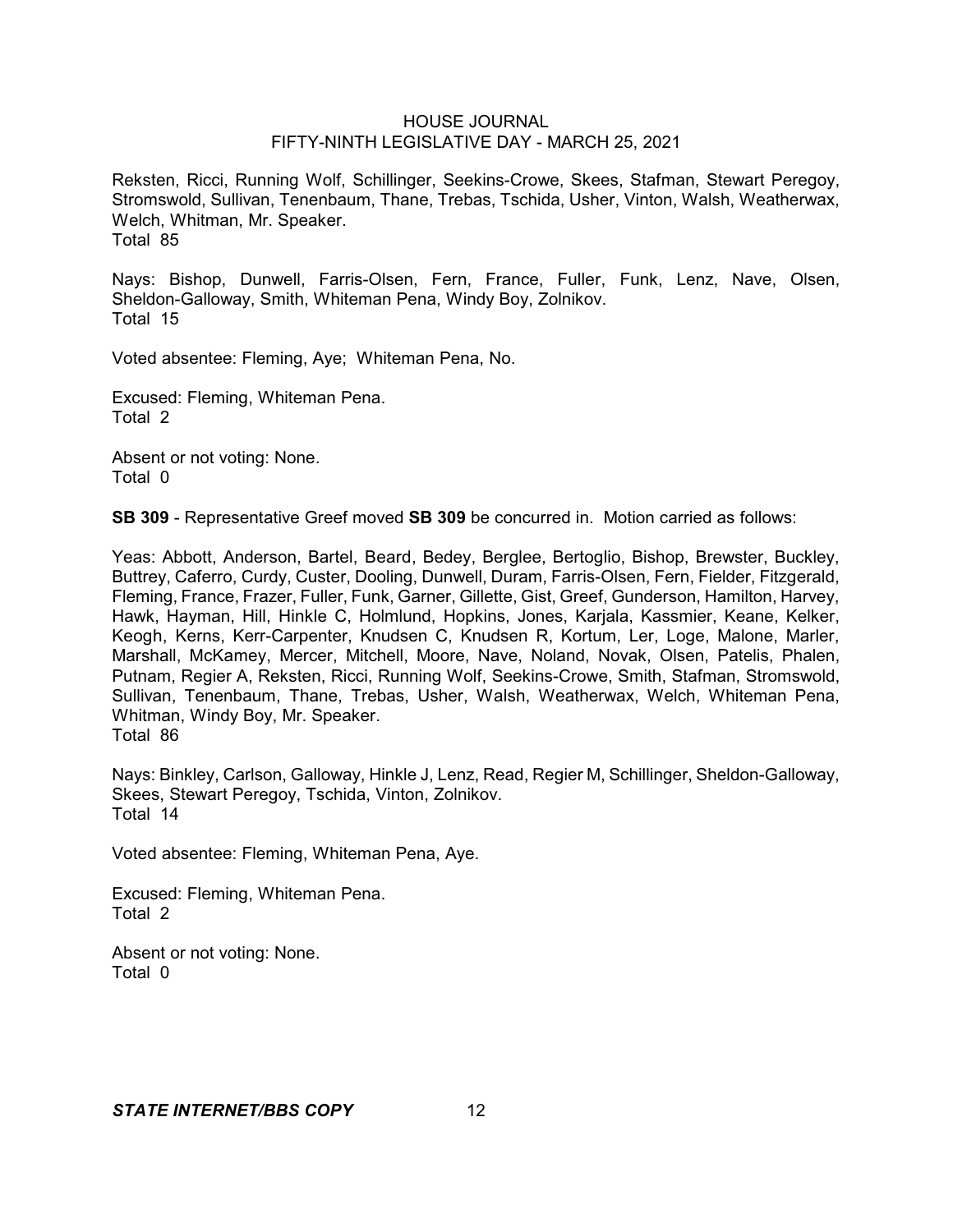Reksten, Ricci, Running Wolf, Schillinger, Seekins-Crowe, Skees, Stafman, Stewart Peregoy, Stromswold, Sullivan, Tenenbaum, Thane, Trebas, Tschida, Usher, Vinton, Walsh, Weatherwax, Welch, Whitman, Mr. Speaker.
Total 85

Nays: Bishop, Dunwell, Farris-Olsen, Fern, France, Fuller, Funk, Lenz, Nave, Olsen, Sheldon-Galloway, Smith, Whiteman Pena, Windy Boy, Zolnikov.
Total 15

Voted absentee: Fleming, Aye; Whiteman Pena, No.

Excused: Fleming, Whiteman Pena.
Total 2

Absent or not voting: None.
Total 0

**SB 309** - Representative Greef moved **SB 309** be concurred in. Motion carried as follows:

Yeas: Abbott, Anderson, Bartel, Beard, Bedey, Berglee, Bertoglio, Bishop, Brewster, Buckley, Buttrey, Caferro, Curdy, Custer, Dooling, Dunwell, Duram, Farris-Olsen, Fern, Fielder, Fitzgerald, Fleming, France, Frazer, Fuller, Funk, Garner, Gillette, Gist, Greef, Gunderson, Hamilton, Harvey, Hawk, Hayman, Hill, Hinkle C, Holmlund, Hopkins, Jones, Karjala, Kassmier, Keane, Kelker, Keogh, Kerns, Kerr-Carpenter, Knudsen C, Knudsen R, Kortum, Ler, Loge, Malone, Marler, Marshall, McKamey, Mercer, Mitchell, Moore, Nave, Noland, Novak, Olsen, Patelis, Phalen, Putnam, Regier A, Reksten, Ricci, Running Wolf, Seekins-Crowe, Smith, Stafman, Stromswold, Sullivan, Tenenbaum, Thane, Trebas, Usher, Walsh, Weatherwax, Welch, Whiteman Pena, Whitman, Windy Boy, Mr. Speaker.
Total 86

Nays: Binkley, Carlson, Galloway, Hinkle J, Lenz, Read, Regier M, Schillinger, Sheldon-Galloway, Skees, Stewart Peregoy, Tschida, Vinton, Zolnikov.
Total 14

Voted absentee: Fleming, Whiteman Pena, Aye.

Excused: Fleming, Whiteman Pena.
Total 2

Absent or not voting: None.
Total 0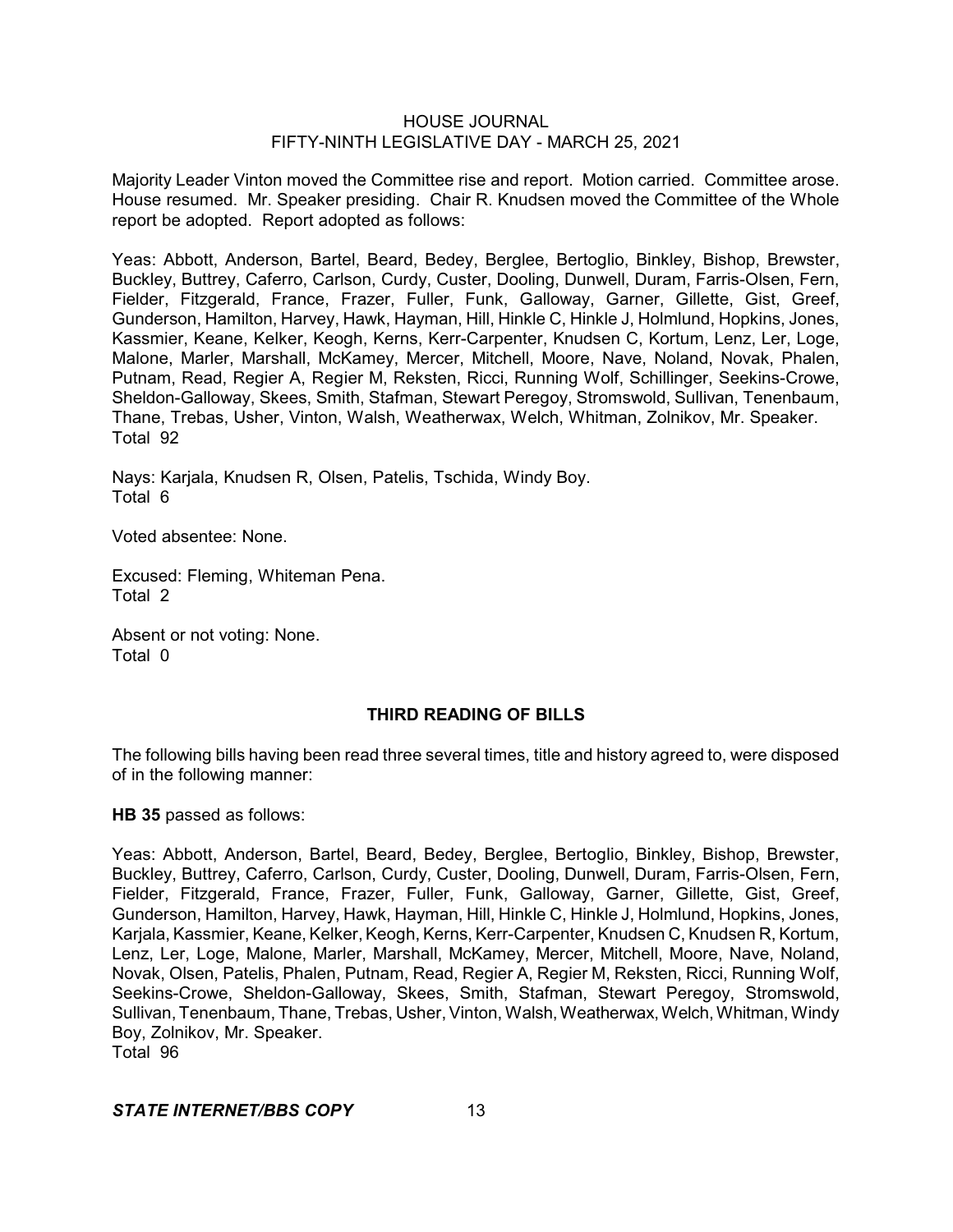Majority Leader Vinton moved the Committee rise and report. Motion carried. Committee arose. House resumed. Mr. Speaker presiding. Chair R. Knudsen moved the Committee of the Whole report be adopted. Report adopted as follows:

Yeas: Abbott, Anderson, Bartel, Beard, Bedey, Berglee, Bertoglio, Binkley, Bishop, Brewster, Buckley, Buttrey, Caferro, Carlson, Curdy, Custer, Dooling, Dunwell, Duram, Farris-Olsen, Fern, Fielder, Fitzgerald, France, Frazer, Fuller, Funk, Galloway, Garner, Gillette, Gist, Greef, Gunderson, Hamilton, Harvey, Hawk, Hayman, Hill, Hinkle C, Hinkle J, Holmlund, Hopkins, Jones, Kassmier, Keane, Kelker, Keogh, Kerns, Kerr-Carpenter, Knudsen C, Kortum, Lenz, Ler, Loge, Malone, Marler, Marshall, McKamey, Mercer, Mitchell, Moore, Nave, Noland, Novak, Phalen, Putnam, Read, Regier A, Regier M, Reksten, Ricci, Running Wolf, Schillinger, Seekins-Crowe, Sheldon-Galloway, Skees, Smith, Stafman, Stewart Peregoy, Stromswold, Sullivan, Tenenbaum, Thane, Trebas, Usher, Vinton, Walsh, Weatherwax, Welch, Whitman, Zolnikov, Mr. Speaker.
Total 92

Nays: Karjala, Knudsen R, Olsen, Patelis, Tschida, Windy Boy.
Total 6

Voted absentee: None.

Excused: Fleming, Whiteman Pena.
Total 2

Absent or not voting: None.
Total 0

## THIRD READING OF BILLS

The following bills having been read three several times, title and history agreed to, were disposed of in the following manner:

**HB 35** passed as follows:

Yeas: Abbott, Anderson, Bartel, Beard, Bedey, Berglee, Bertoglio, Binkley, Bishop, Brewster, Buckley, Buttrey, Caferro, Carlson, Curdy, Custer, Dooling, Dunwell, Duram, Farris-Olsen, Fern, Fielder, Fitzgerald, France, Frazer, Fuller, Funk, Galloway, Garner, Gillette, Gist, Greef, Gunderson, Hamilton, Harvey, Hawk, Hayman, Hill, Hinkle C, Hinkle J, Holmlund, Hopkins, Jones, Karjala, Kassmier, Keane, Kelker, Keogh, Kerns, Kerr-Carpenter, Knudsen C, Knudsen R, Kortum, Lenz, Ler, Loge, Malone, Marler, Marshall, McKamey, Mercer, Mitchell, Moore, Nave, Noland, Novak, Olsen, Patelis, Phalen, Putnam, Read, Regier A, Regier M, Reksten, Ricci, Running Wolf, Seekins-Crowe, Sheldon-Galloway, Skees, Smith, Stafman, Stewart Peregoy, Stromswold, Sullivan, Tenenbaum, Thane, Trebas, Usher, Vinton, Walsh, Weatherwax, Welch, Whitman, Windy Boy, Zolnikov, Mr. Speaker.
Total 96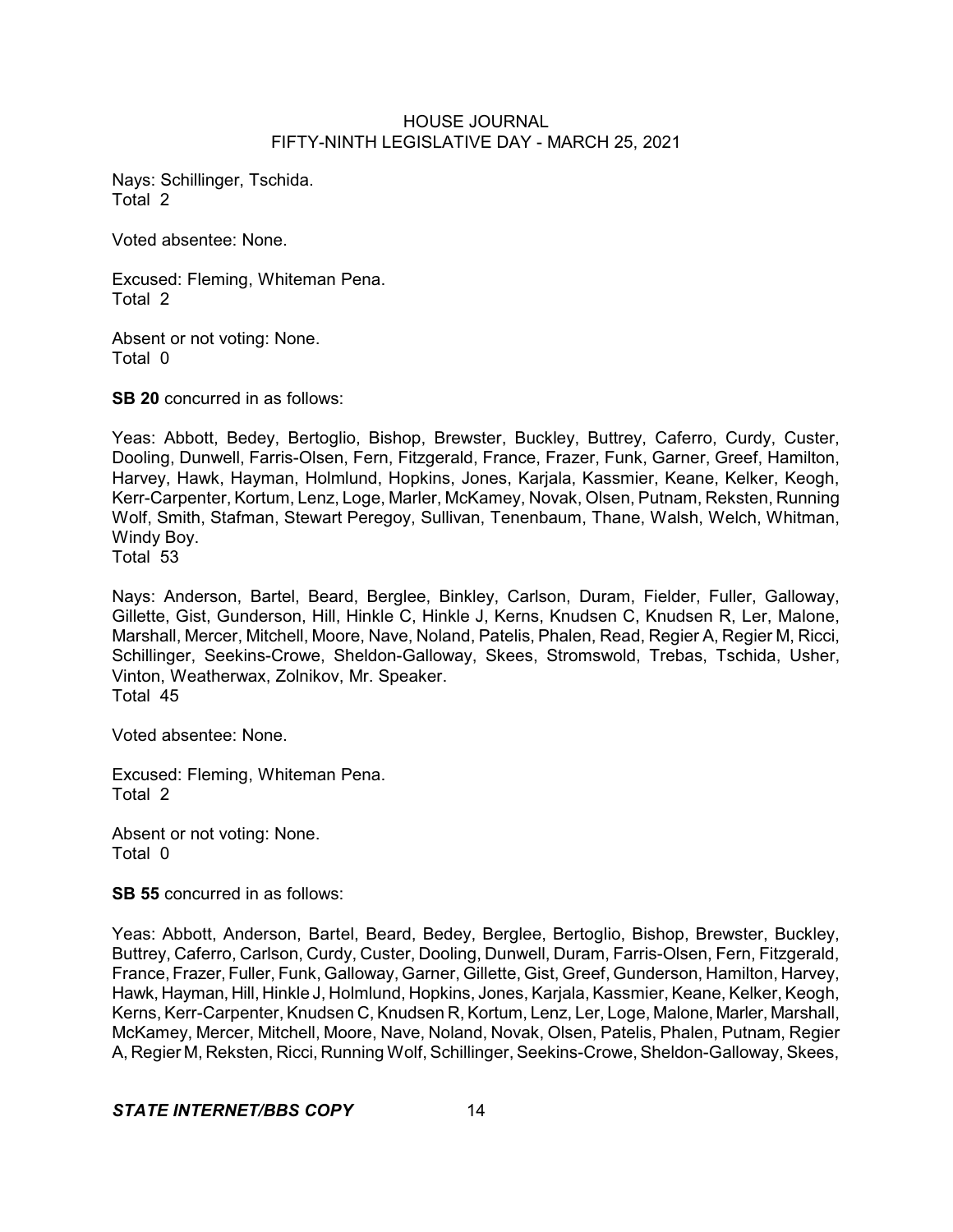Nays: Schillinger, Tschida.
Total 2

Voted absentee: None.

Excused: Fleming, Whiteman Pena.
Total 2

Absent or not voting: None.
Total 0

**SB 20** concurred in as follows:

Yeas: Abbott, Bedey, Bertoglio, Bishop, Brewster, Buckley, Buttrey, Caferro, Curdy, Custer, Dooling, Dunwell, Farris-Olsen, Fern, Fitzgerald, France, Frazer, Funk, Garner, Greef, Hamilton, Harvey, Hawk, Hayman, Holmlund, Hopkins, Jones, Karjala, Kassmier, Keane, Kelker, Keogh, Kerr-Carpenter, Kortum, Lenz, Loge, Marler, McKamey, Novak, Olsen, Putnam, Reksten, Running Wolf, Smith, Stafman, Stewart Peregoy, Sullivan, Tenenbaum, Thane, Walsh, Welch, Whitman, Windy Boy.
Total 53

Nays: Anderson, Bartel, Beard, Berglee, Binkley, Carlson, Duram, Fielder, Fuller, Galloway, Gillette, Gist, Gunderson, Hill, Hinkle C, Hinkle J, Kerns, Knudsen C, Knudsen R, Ler, Malone, Marshall, Mercer, Mitchell, Moore, Nave, Noland, Patelis, Phalen, Read, Regier A, Regier M, Ricci, Schillinger, Seekins-Crowe, Sheldon-Galloway, Skees, Stromswold, Trebas, Tschida, Usher, Vinton, Weatherwax, Zolnikov, Mr. Speaker.
Total 45

Voted absentee: None.

Excused: Fleming, Whiteman Pena.
Total 2

Absent or not voting: None.
Total 0

**SB 55** concurred in as follows:

Yeas: Abbott, Anderson, Bartel, Beard, Bedey, Berglee, Bertoglio, Bishop, Brewster, Buckley, Buttrey, Caferro, Carlson, Curdy, Custer, Dooling, Dunwell, Duram, Farris-Olsen, Fern, Fitzgerald, France, Frazer, Fuller, Funk, Galloway, Garner, Gillette, Gist, Greef, Gunderson, Hamilton, Harvey, Hawk, Hayman, Hill, Hinkle J, Holmlund, Hopkins, Jones, Karjala, Kassmier, Keane, Kelker, Keogh, Kerns, Kerr-Carpenter, Knudsen C, Knudsen R, Kortum, Lenz, Ler, Loge, Malone, Marler, Marshall, McKamey, Mercer, Mitchell, Moore, Nave, Noland, Novak, Olsen, Patelis, Phalen, Putnam, Regier A, Regier M, Reksten, Ricci, Running Wolf, Schillinger, Seekins-Crowe, Sheldon-Galloway, Skees,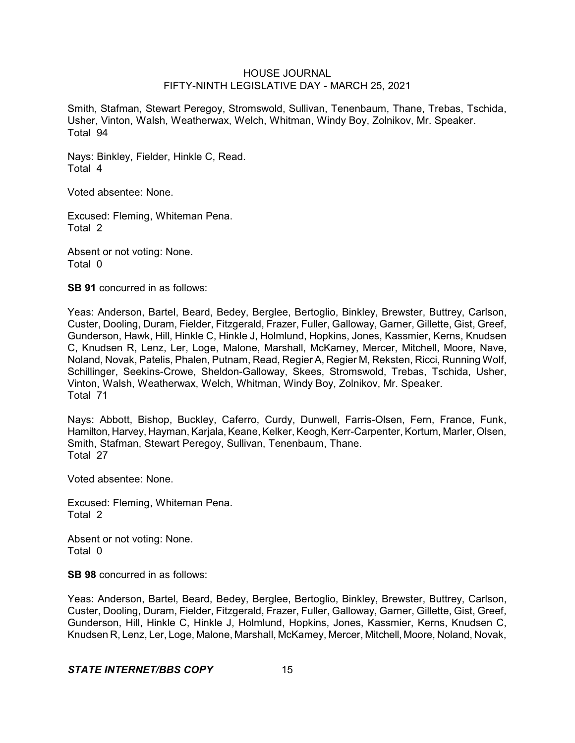Smith, Stafman, Stewart Peregoy, Stromswold, Sullivan, Tenenbaum, Thane, Trebas, Tschida, Usher, Vinton, Walsh, Weatherwax, Welch, Whitman, Windy Boy, Zolnikov, Mr. Speaker.
Total 94

Nays: Binkley, Fielder, Hinkle C, Read.
Total 4

Voted absentee: None.

Excused: Fleming, Whiteman Pena.
Total 2

Absent or not voting: None.
Total 0

**SB 91** concurred in as follows:

Yeas: Anderson, Bartel, Beard, Bedey, Berglee, Bertoglio, Binkley, Brewster, Buttrey, Carlson, Custer, Dooling, Duram, Fielder, Fitzgerald, Frazer, Fuller, Galloway, Garner, Gillette, Gist, Greef, Gunderson, Hawk, Hill, Hinkle C, Hinkle J, Holmlund, Hopkins, Jones, Kassmier, Kerns, Knudsen C, Knudsen R, Lenz, Ler, Loge, Malone, Marshall, McKamey, Mercer, Mitchell, Moore, Nave, Noland, Novak, Patelis, Phalen, Putnam, Read, Regier A, Regier M, Reksten, Ricci, Running Wolf, Schillinger, Seekins-Crowe, Sheldon-Galloway, Skees, Stromswold, Trebas, Tschida, Usher, Vinton, Walsh, Weatherwax, Welch, Whitman, Windy Boy, Zolnikov, Mr. Speaker.
Total 71

Nays: Abbott, Bishop, Buckley, Caferro, Curdy, Dunwell, Farris-Olsen, Fern, France, Funk, Hamilton, Harvey, Hayman, Karjala, Keane, Kelker, Keogh, Kerr-Carpenter, Kortum, Marler, Olsen, Smith, Stafman, Stewart Peregoy, Sullivan, Tenenbaum, Thane.
Total 27

Voted absentee: None.

Excused: Fleming, Whiteman Pena.
Total 2

Absent or not voting: None.
Total 0

**SB 98** concurred in as follows:

Yeas: Anderson, Bartel, Beard, Bedey, Berglee, Bertoglio, Binkley, Brewster, Buttrey, Carlson, Custer, Dooling, Duram, Fielder, Fitzgerald, Frazer, Fuller, Galloway, Garner, Gillette, Gist, Greef, Gunderson, Hill, Hinkle C, Hinkle J, Holmlund, Hopkins, Jones, Kassmier, Kerns, Knudsen C, Knudsen R, Lenz, Ler, Loge, Malone, Marshall, McKamey, Mercer, Mitchell, Moore, Noland, Novak,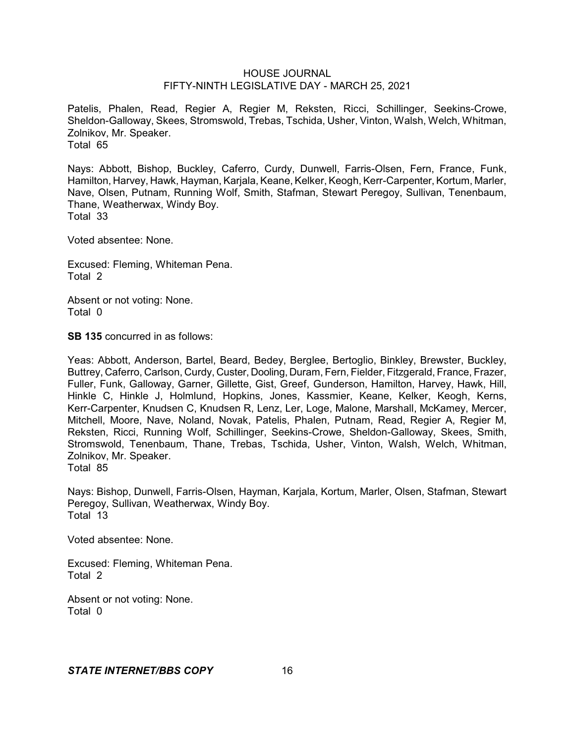Patelis, Phalen, Read, Regier A, Regier M, Reksten, Ricci, Schillinger, Seekins-Crowe, Sheldon-Galloway, Skees, Stromswold, Trebas, Tschida, Usher, Vinton, Walsh, Welch, Whitman, Zolnikov, Mr. Speaker.
Total 65

Nays: Abbott, Bishop, Buckley, Caferro, Curdy, Dunwell, Farris-Olsen, Fern, France, Funk, Hamilton, Harvey, Hawk, Hayman, Karjala, Keane, Kelker, Keogh, Kerr-Carpenter, Kortum, Marler, Nave, Olsen, Putnam, Running Wolf, Smith, Stafman, Stewart Peregoy, Sullivan, Tenenbaum, Thane, Weatherwax, Windy Boy.
Total 33

Voted absentee: None.

Excused: Fleming, Whiteman Pena.
Total 2

Absent or not voting: None.
Total 0

**SB 135** concurred in as follows:

Yeas: Abbott, Anderson, Bartel, Beard, Bedey, Berglee, Bertoglio, Binkley, Brewster, Buckley, Buttrey, Caferro, Carlson, Curdy, Custer, Dooling, Duram, Fern, Fielder, Fitzgerald, France, Frazer, Fuller, Funk, Galloway, Garner, Gillette, Gist, Greef, Gunderson, Hamilton, Harvey, Hawk, Hill, Hinkle C, Hinkle J, Holmlund, Hopkins, Jones, Kassmier, Keane, Kelker, Keogh, Kerns, Kerr-Carpenter, Knudsen C, Knudsen R, Lenz, Ler, Loge, Malone, Marshall, McKamey, Mercer, Mitchell, Moore, Nave, Noland, Novak, Patelis, Phalen, Putnam, Read, Regier A, Regier M, Reksten, Ricci, Running Wolf, Schillinger, Seekins-Crowe, Sheldon-Galloway, Skees, Smith, Stromswold, Tenenbaum, Thane, Trebas, Tschida, Usher, Vinton, Walsh, Welch, Whitman, Zolnikov, Mr. Speaker.
Total 85

Nays: Bishop, Dunwell, Farris-Olsen, Hayman, Karjala, Kortum, Marler, Olsen, Stafman, Stewart Peregoy, Sullivan, Weatherwax, Windy Boy.
Total 13

Voted absentee: None.

Excused: Fleming, Whiteman Pena.
Total 2

Absent or not voting: None.
Total 0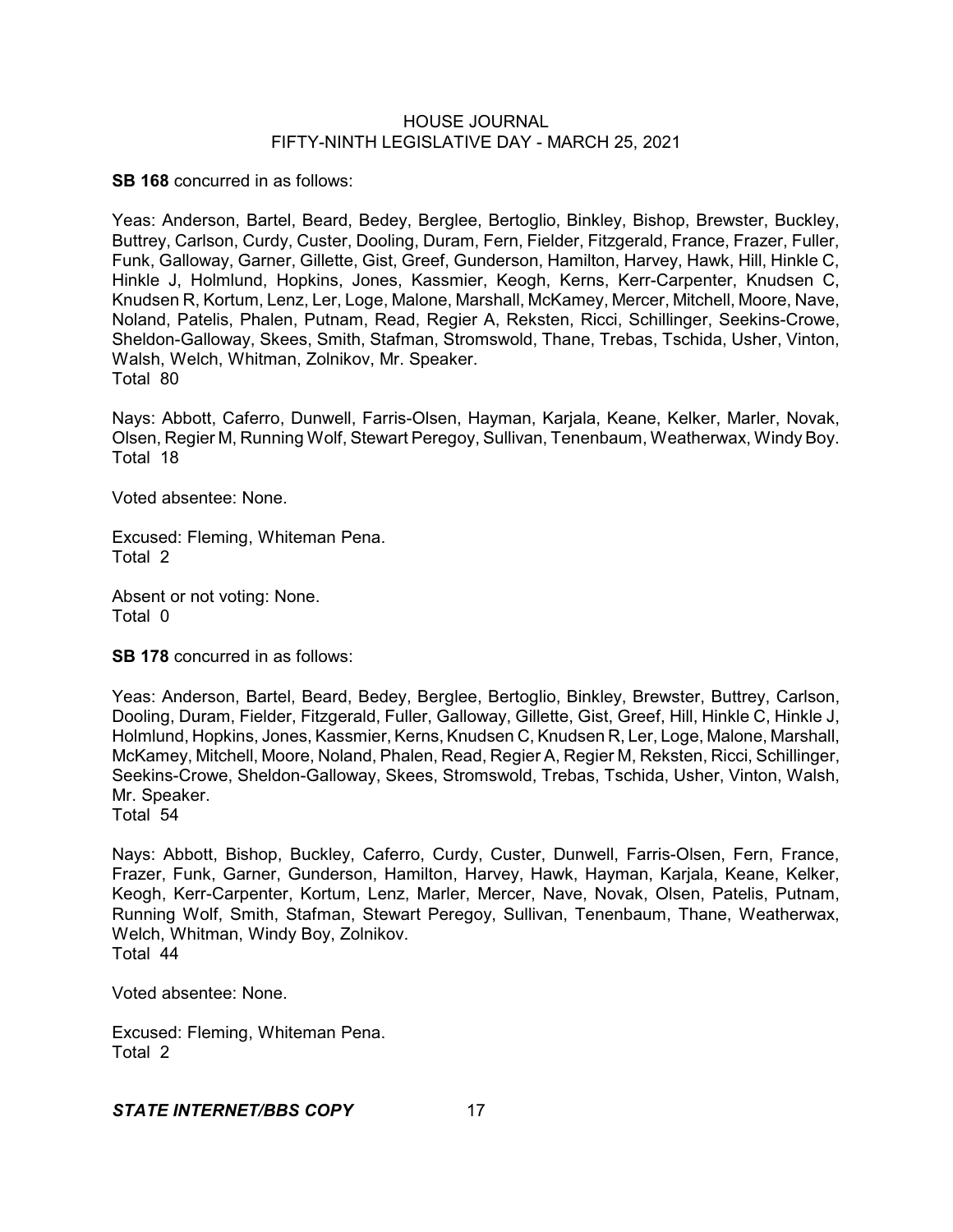**SB 168** concurred in as follows:

Yeas: Anderson, Bartel, Beard, Bedey, Berglee, Bertoglio, Binkley, Bishop, Brewster, Buckley, Buttrey, Carlson, Curdy, Custer, Dooling, Duram, Fern, Fielder, Fitzgerald, France, Frazer, Fuller, Funk, Galloway, Garner, Gillette, Gist, Greef, Gunderson, Hamilton, Harvey, Hawk, Hill, Hinkle C, Hinkle J, Holmlund, Hopkins, Jones, Kassmier, Keogh, Kerns, Kerr-Carpenter, Knudsen C, Knudsen R, Kortum, Lenz, Ler, Loge, Malone, Marshall, McKamey, Mercer, Mitchell, Moore, Nave, Noland, Patelis, Phalen, Putnam, Read, Regier A, Reksten, Ricci, Schillinger, Seekins-Crowe, Sheldon-Galloway, Skees, Smith, Stafman, Stromswold, Thane, Trebas, Tschida, Usher, Vinton, Walsh, Welch, Whitman, Zolnikov, Mr. Speaker.
Total 80

Nays: Abbott, Caferro, Dunwell, Farris-Olsen, Hayman, Karjala, Keane, Kelker, Marler, Novak, Olsen, Regier M, Running Wolf, Stewart Peregoy, Sullivan, Tenenbaum, Weatherwax, Windy Boy.
Total 18

Voted absentee: None.

Excused: Fleming, Whiteman Pena.
Total 2

Absent or not voting: None.
Total 0

**SB 178** concurred in as follows:

Yeas: Anderson, Bartel, Beard, Bedey, Berglee, Bertoglio, Binkley, Brewster, Buttrey, Carlson, Dooling, Duram, Fielder, Fitzgerald, Fuller, Galloway, Gillette, Gist, Greef, Hill, Hinkle C, Hinkle J, Holmlund, Hopkins, Jones, Kassmier, Kerns, Knudsen C, Knudsen R, Ler, Loge, Malone, Marshall, McKamey, Mitchell, Moore, Noland, Phalen, Read, Regier A, Regier M, Reksten, Ricci, Schillinger, Seekins-Crowe, Sheldon-Galloway, Skees, Stromswold, Trebas, Tschida, Usher, Vinton, Walsh, Mr. Speaker.
Total 54

Nays: Abbott, Bishop, Buckley, Caferro, Curdy, Custer, Dunwell, Farris-Olsen, Fern, France, Frazer, Funk, Garner, Gunderson, Hamilton, Harvey, Hawk, Hayman, Karjala, Keane, Kelker, Keogh, Kerr-Carpenter, Kortum, Lenz, Marler, Mercer, Nave, Novak, Olsen, Patelis, Putnam, Running Wolf, Smith, Stafman, Stewart Peregoy, Sullivan, Tenenbaum, Thane, Weatherwax, Welch, Whitman, Windy Boy, Zolnikov.
Total 44

Voted absentee: None.

Excused: Fleming, Whiteman Pena.
Total 2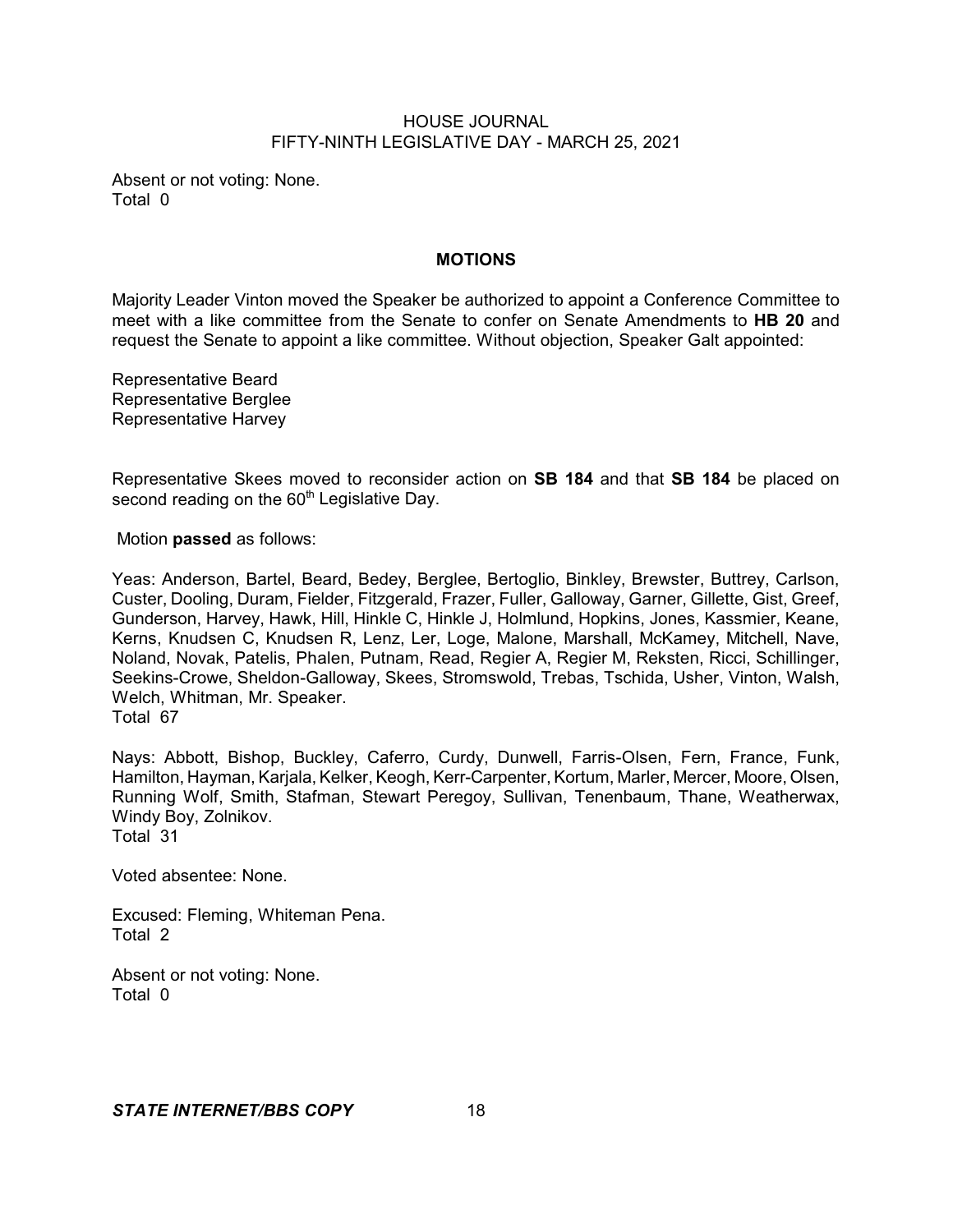Absent or not voting: None.
Total 0

## MOTIONS

Majority Leader Vinton moved the Speaker be authorized to appoint a Conference Committee to meet with a like committee from the Senate to confer on Senate Amendments to **HB 20** and request the Senate to appoint a like committee. Without objection, Speaker Galt appointed:

Representative Beard
Representative Berglee
Representative Harvey

Representative Skees moved to reconsider action on **SB 184** and that **SB 184** be placed on second reading on the 60th Legislative Day.

Motion **passed** as follows:

Yeas: Anderson, Bartel, Beard, Bedey, Berglee, Bertoglio, Binkley, Brewster, Buttrey, Carlson, Custer, Dooling, Duram, Fielder, Fitzgerald, Frazer, Fuller, Galloway, Garner, Gillette, Gist, Greef, Gunderson, Harvey, Hawk, Hill, Hinkle C, Hinkle J, Holmlund, Hopkins, Jones, Kassmier, Keane, Kerns, Knudsen C, Knudsen R, Lenz, Ler, Loge, Malone, Marshall, McKamey, Mitchell, Nave, Noland, Novak, Patelis, Phalen, Putnam, Read, Regier A, Regier M, Reksten, Ricci, Schillinger, Seekins-Crowe, Sheldon-Galloway, Skees, Stromswold, Trebas, Tschida, Usher, Vinton, Walsh, Welch, Whitman, Mr. Speaker.
Total 67

Nays: Abbott, Bishop, Buckley, Caferro, Curdy, Dunwell, Farris-Olsen, Fern, France, Funk, Hamilton, Hayman, Karjala, Kelker, Keogh, Kerr-Carpenter, Kortum, Marler, Mercer, Moore, Olsen, Running Wolf, Smith, Stafman, Stewart Peregoy, Sullivan, Tenenbaum, Thane, Weatherwax, Windy Boy, Zolnikov.
Total 31

Voted absentee: None.

Excused: Fleming, Whiteman Pena.
Total 2

Absent or not voting: None.
Total 0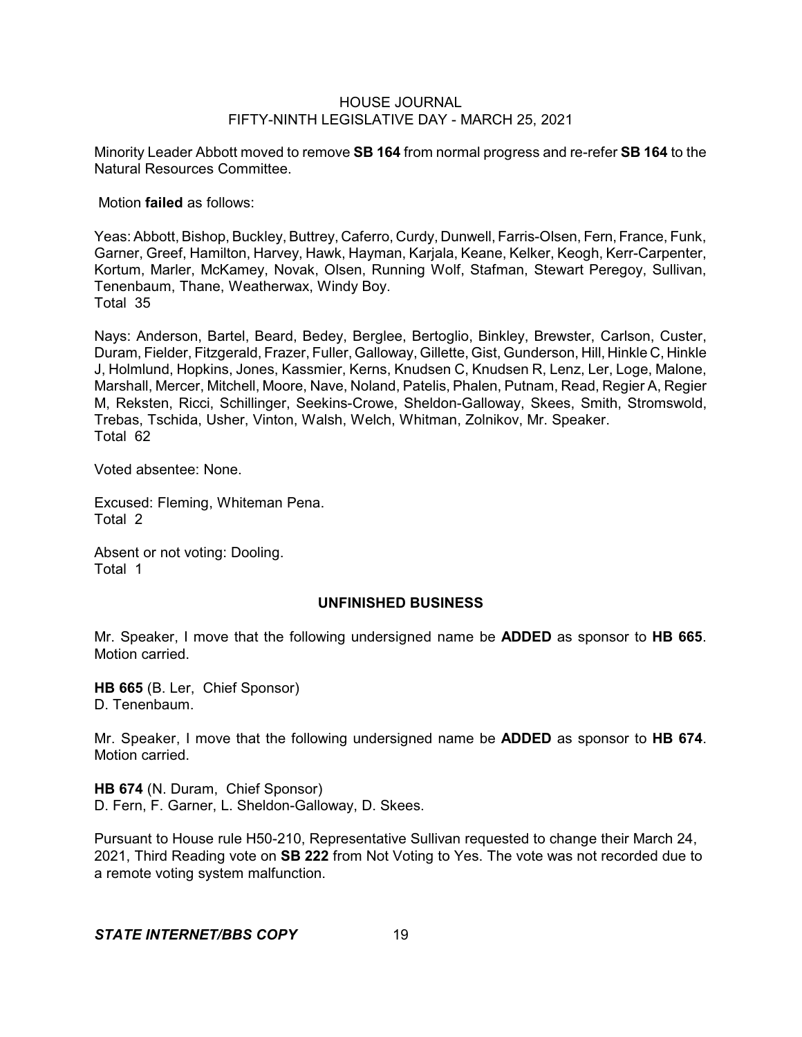Minority Leader Abbott moved to remove **SB 164** from normal progress and re-refer **SB 164** to the Natural Resources Committee.

Motion **failed** as follows:

Yeas: Abbott, Bishop, Buckley, Buttrey, Caferro, Curdy, Dunwell, Farris-Olsen, Fern, France, Funk, Garner, Greef, Hamilton, Harvey, Hawk, Hayman, Karjala, Keane, Kelker, Keogh, Kerr-Carpenter, Kortum, Marler, McKamey, Novak, Olsen, Running Wolf, Stafman, Stewart Peregoy, Sullivan, Tenenbaum, Thane, Weatherwax, Windy Boy.
Total 35

Nays: Anderson, Bartel, Beard, Bedey, Berglee, Bertoglio, Binkley, Brewster, Carlson, Custer, Duram, Fielder, Fitzgerald, Frazer, Fuller, Galloway, Gillette, Gist, Gunderson, Hill, Hinkle C, Hinkle J, Holmlund, Hopkins, Jones, Kassmier, Kerns, Knudsen C, Knudsen R, Lenz, Ler, Loge, Malone, Marshall, Mercer, Mitchell, Moore, Nave, Noland, Patelis, Phalen, Putnam, Read, Regier A, Regier M, Reksten, Ricci, Schillinger, Seekins-Crowe, Sheldon-Galloway, Skees, Smith, Stromswold, Trebas, Tschida, Usher, Vinton, Walsh, Welch, Whitman, Zolnikov, Mr. Speaker.
Total 62

Voted absentee: None.

Excused: Fleming, Whiteman Pena.
Total 2

Absent or not voting: Dooling.
Total 1

## UNFINISHED BUSINESS

Mr. Speaker, I move that the following undersigned name be **ADDED** as sponsor to **HB 665**. Motion carried.

**HB 665** (B. Ler, Chief Sponsor)
D. Tenenbaum.

Mr. Speaker, I move that the following undersigned name be **ADDED** as sponsor to **HB 674**. Motion carried.

**HB 674** (N. Duram, Chief Sponsor)
D. Fern, F. Garner, L. Sheldon-Galloway, D. Skees.

Pursuant to House rule H50-210, Representative Sullivan requested to change their March 24, 2021, Third Reading vote on **SB 222** from Not Voting to Yes. The vote was not recorded due to a remote voting system malfunction.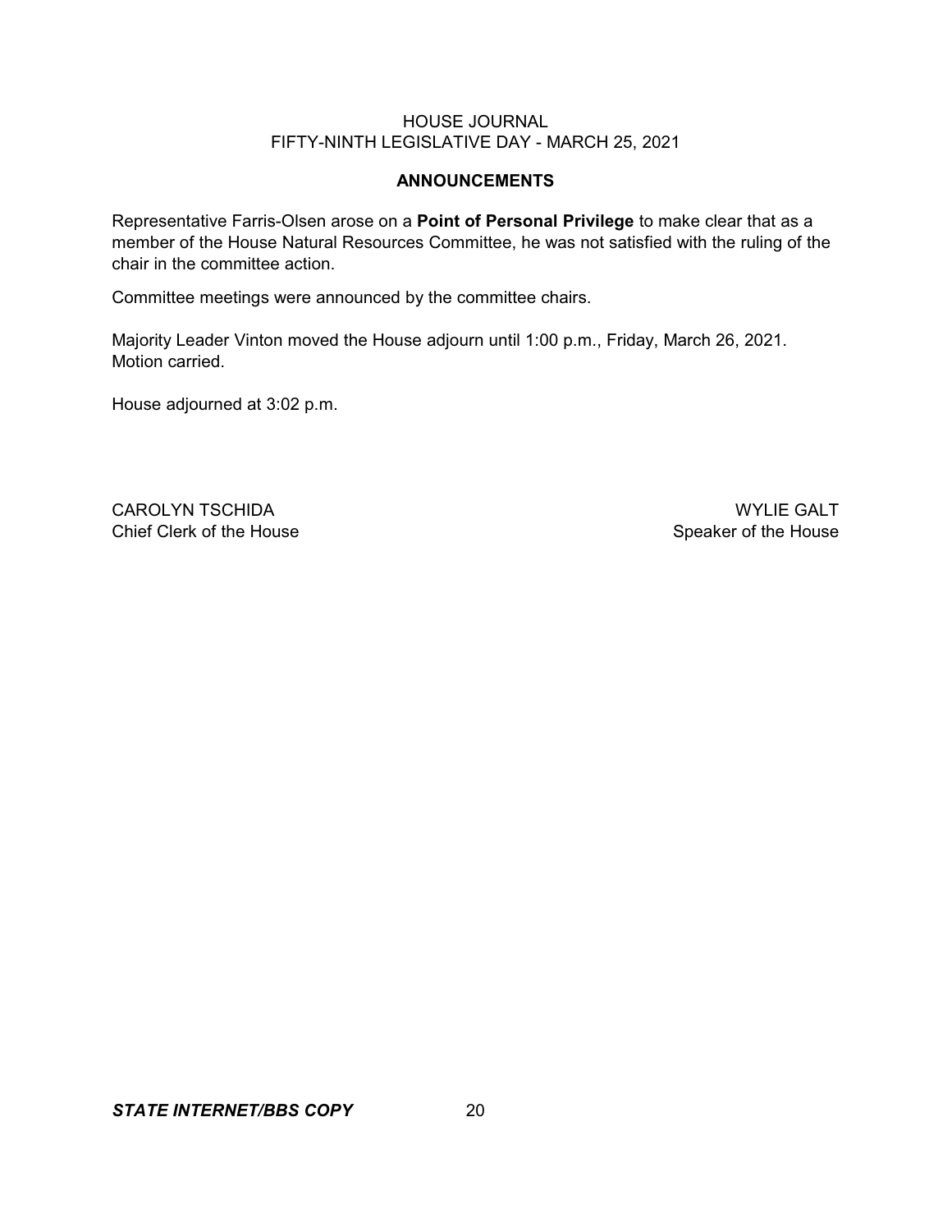HOUSE JOURNAL
FIFTY-NINTH LEGISLATIVE DAY - MARCH 25, 2021

## ANNOUNCEMENTS

Representative Farris-Olsen arose on a **Point of Personal Privilege** to make clear that as a member of the House Natural Resources Committee, he was not satisfied with the ruling of the chair in the committee action.

Committee meetings were announced by the committee chairs.

Majority Leader Vinton moved the House adjourn until 1:00 p.m., Friday, March 26, 2021. Motion carried.

House adjourned at 3:02 p.m.

CAROLYN TSCHIDA
Chief Clerk of the House

WYLIE GALT
Speaker of the House

***STATE INTERNET/BBS COPY***